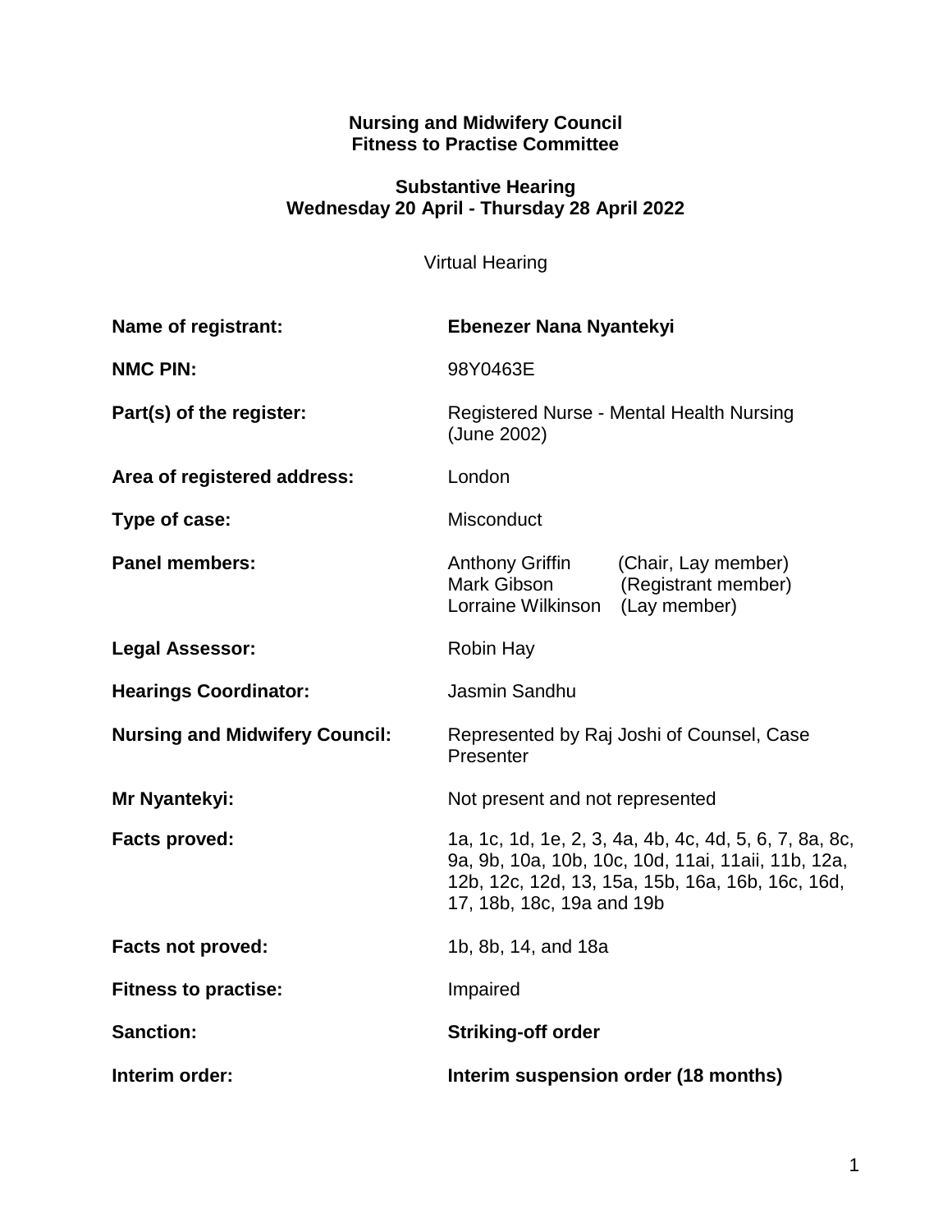**Nursing and Midwifery Council**
**Fitness to Practise Committee**

**Substantive Hearing**
**Wednesday 20 April - Thursday 28 April 2022**

Virtual Hearing

| | |
|---|---|
| **Name of registrant:** | **Ebenezer Nana Nyantekyi** |
| **NMC PIN:** | 98Y0463E |
| **Part(s) of the register:** | Registered Nurse - Mental Health Nursing (June 2002) |
| **Area of registered address:** | London |
| **Type of case:** | Misconduct |
| **Panel members:** | Anthony Griffin (Chair, Lay member)<br>Mark Gibson (Registrant member)<br>Lorraine Wilkinson (Lay member) |
| **Legal Assessor:** | Robin Hay |
| **Hearings Coordinator:** | Jasmin Sandhu |
| **Nursing and Midwifery Council:** | Represented by Raj Joshi of Counsel, Case Presenter |
| **Mr Nyantekyi:** | Not present and not represented |
| **Facts proved:** | 1a, 1c, 1d, 1e, 2, 3, 4a, 4b, 4c, 4d, 5, 6, 7, 8a, 8c, 9a, 9b, 10a, 10b, 10c, 10d, 11ai, 11aii, 11b, 12a, 12b, 12c, 12d, 13, 15a, 15b, 16a, 16b, 16c, 16d, 17, 18b, 18c, 19a and 19b |
| **Facts not proved:** | 1b, 8b, 14, and 18a |
| **Fitness to practise:** | Impaired |
| **Sanction:** | **Striking-off order** |
| **Interim order:** | **Interim suspension order (18 months)** |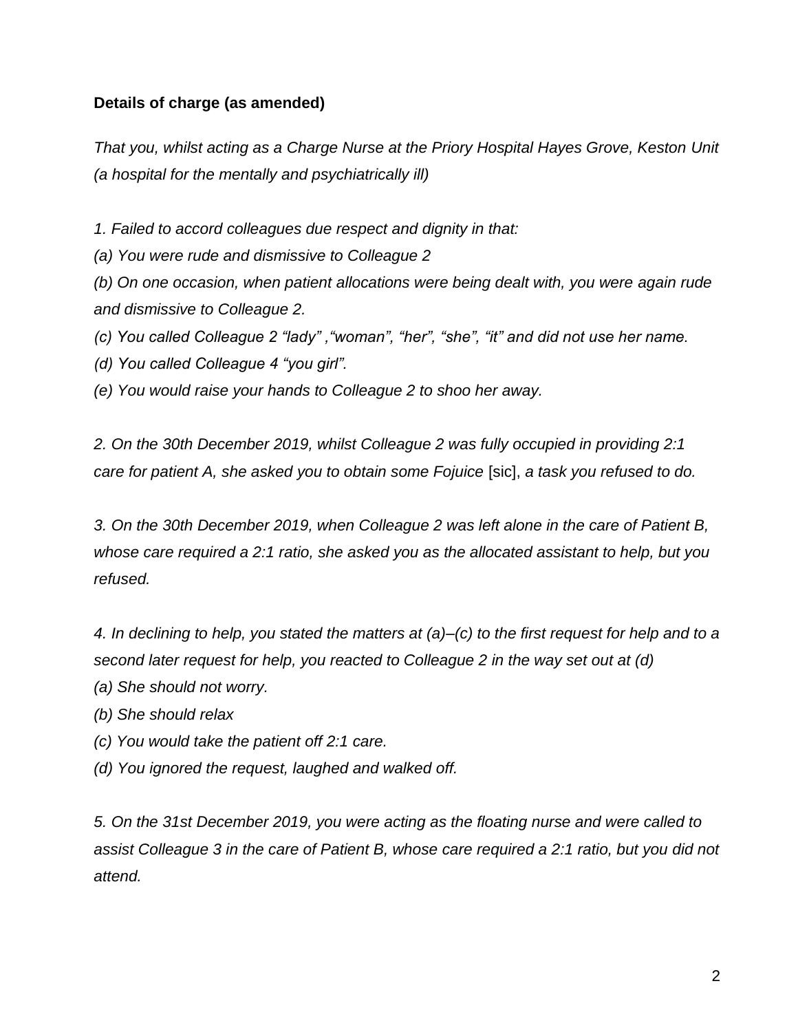**Details of charge (as amended)**

*That you, whilst acting as a Charge Nurse at the Priory Hospital Hayes Grove, Keston Unit (a hospital for the mentally and psychiatrically ill)*

*1. Failed to accord colleagues due respect and dignity in that:*

*(a) You were rude and dismissive to Colleague 2*

*(b) On one occasion, when patient allocations were being dealt with, you were again rude and dismissive to Colleague 2.*

*(c) You called Colleague 2 "lady" ,"woman", "her", "she", "it" and did not use her name.*

*(d) You called Colleague 4 "you girl".*

*(e) You would raise your hands to Colleague 2 to shoo her away.*

*2. On the 30th December 2019, whilst Colleague 2 was fully occupied in providing 2:1 care for patient A, she asked you to obtain some Fojuice* [sic], *a task you refused to do.*

*3. On the 30th December 2019, when Colleague 2 was left alone in the care of Patient B, whose care required a 2:1 ratio, she asked you as the allocated assistant to help, but you refused.*

*4. In declining to help, you stated the matters at (a)–(c) to the first request for help and to a second later request for help, you reacted to Colleague 2 in the way set out at (d)*

*(a) She should not worry.*

*(b) She should relax*

*(c) You would take the patient off 2:1 care.*

*(d) You ignored the request, laughed and walked off.*

*5. On the 31st December 2019, you were acting as the floating nurse and were called to assist Colleague 3 in the care of Patient B, whose care required a 2:1 ratio, but you did not attend.*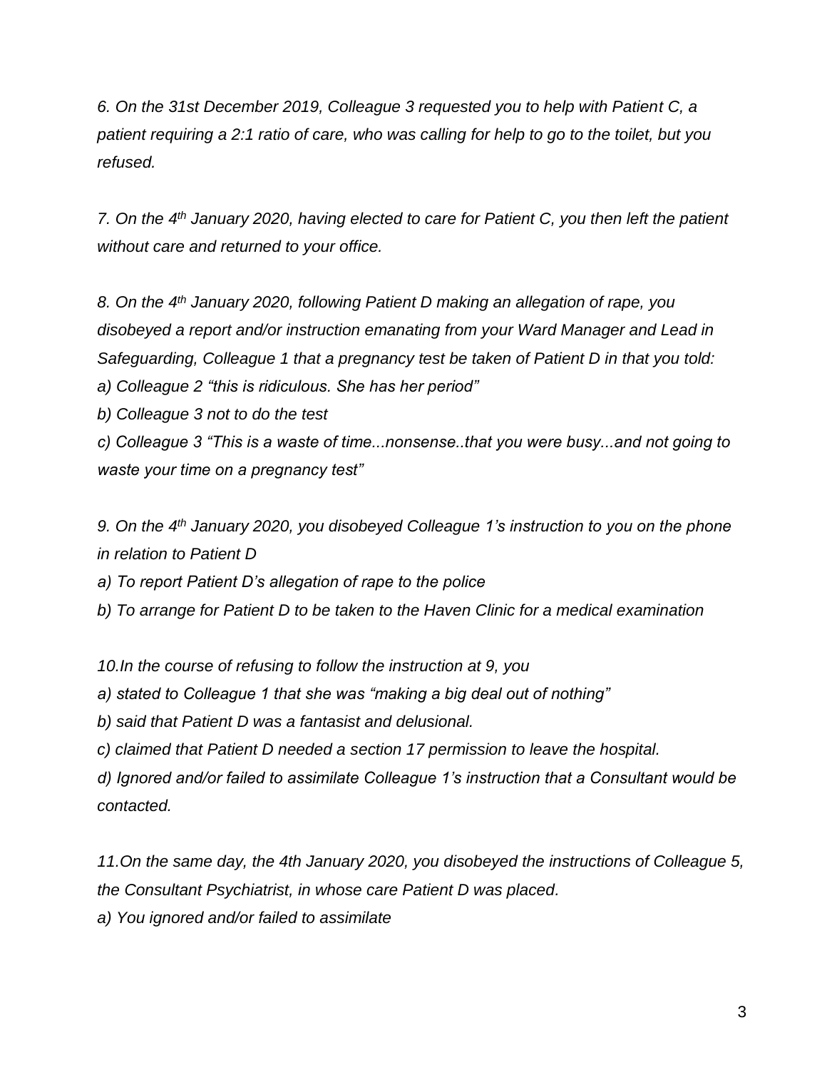*6. On the 31st December 2019, Colleague 3 requested you to help with Patient C, a patient requiring a 2:1 ratio of care, who was calling for help to go to the toilet, but you refused.*

*7. On the 4th January 2020, having elected to care for Patient C, you then left the patient without care and returned to your office.*

*8. On the 4th January 2020, following Patient D making an allegation of rape, you disobeyed a report and/or instruction emanating from your Ward Manager and Lead in Safeguarding, Colleague 1 that a pregnancy test be taken of Patient D in that you told:*

*a) Colleague 2 "this is ridiculous. She has her period"*

*b) Colleague 3 not to do the test*

*c) Colleague 3 "This is a waste of time...nonsense..that you were busy...and not going to waste your time on a pregnancy test"*

*9. On the 4th January 2020, you disobeyed Colleague 1's instruction to you on the phone in relation to Patient D*

*a) To report Patient D's allegation of rape to the police*

*b) To arrange for Patient D to be taken to the Haven Clinic for a medical examination*

*10.In the course of refusing to follow the instruction at 9, you*

*a) stated to Colleague 1 that she was "making a big deal out of nothing"*

*b) said that Patient D was a fantasist and delusional.*

*c) claimed that Patient D needed a section 17 permission to leave the hospital.*

*d) Ignored and/or failed to assimilate Colleague 1's instruction that a Consultant would be contacted.*

*11.On the same day, the 4th January 2020, you disobeyed the instructions of Colleague 5, the Consultant Psychiatrist, in whose care Patient D was placed.*

*a) You ignored and/or failed to assimilate*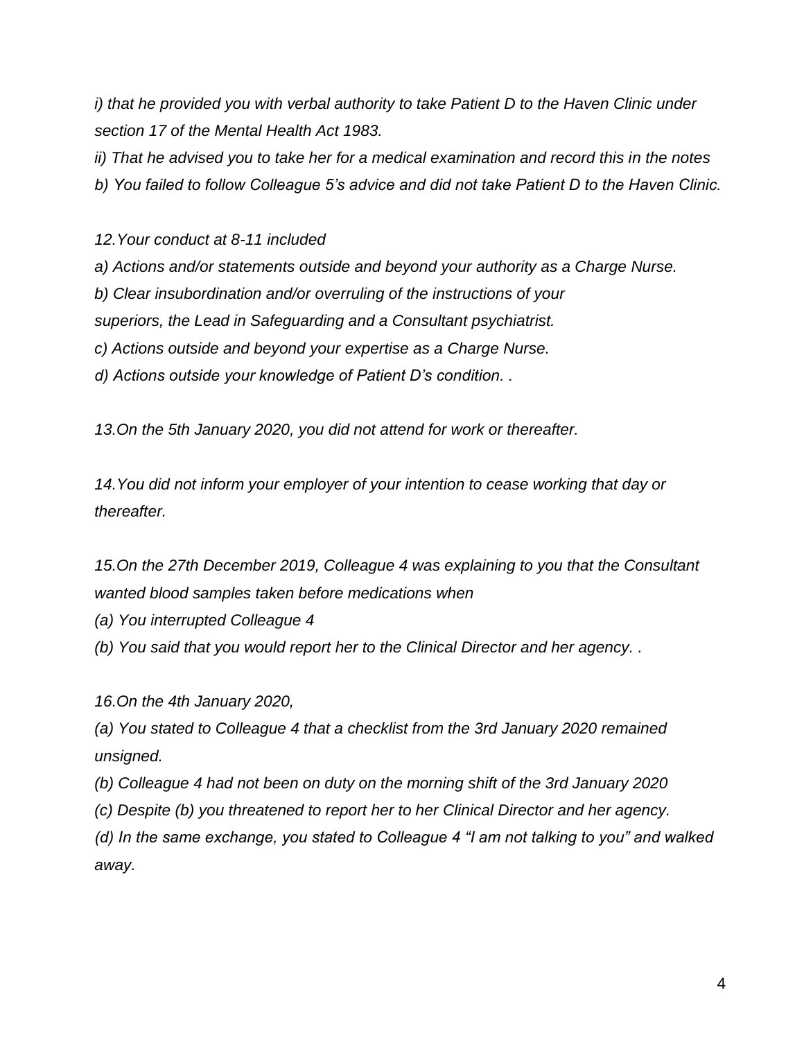*i) that he provided you with verbal authority to take Patient D to the Haven Clinic under section 17 of the Mental Health Act 1983.*

*ii) That he advised you to take her for a medical examination and record this in the notes*

*b) You failed to follow Colleague 5's advice and did not take Patient D to the Haven Clinic.*

*12.Your conduct at 8-11 included*

*a) Actions and/or statements outside and beyond your authority as a Charge Nurse.*

*b) Clear insubordination and/or overruling of the instructions of your superiors, the Lead in Safeguarding and a Consultant psychiatrist.*

*c) Actions outside and beyond your expertise as a Charge Nurse.*

*d) Actions outside your knowledge of Patient D's condition. .*

*13.On the 5th January 2020, you did not attend for work or thereafter.*

*14.You did not inform your employer of your intention to cease working that day or thereafter.*

*15.On the 27th December 2019, Colleague 4 was explaining to you that the Consultant wanted blood samples taken before medications when*

*(a) You interrupted Colleague 4*

*(b) You said that you would report her to the Clinical Director and her agency. .*

*16.On the 4th January 2020,*

*(a) You stated to Colleague 4 that a checklist from the 3rd January 2020 remained unsigned.*

*(b) Colleague 4 had not been on duty on the morning shift of the 3rd January 2020*

*(c) Despite (b) you threatened to report her to her Clinical Director and her agency.*

*(d) In the same exchange, you stated to Colleague 4 "I am not talking to you" and walked away.*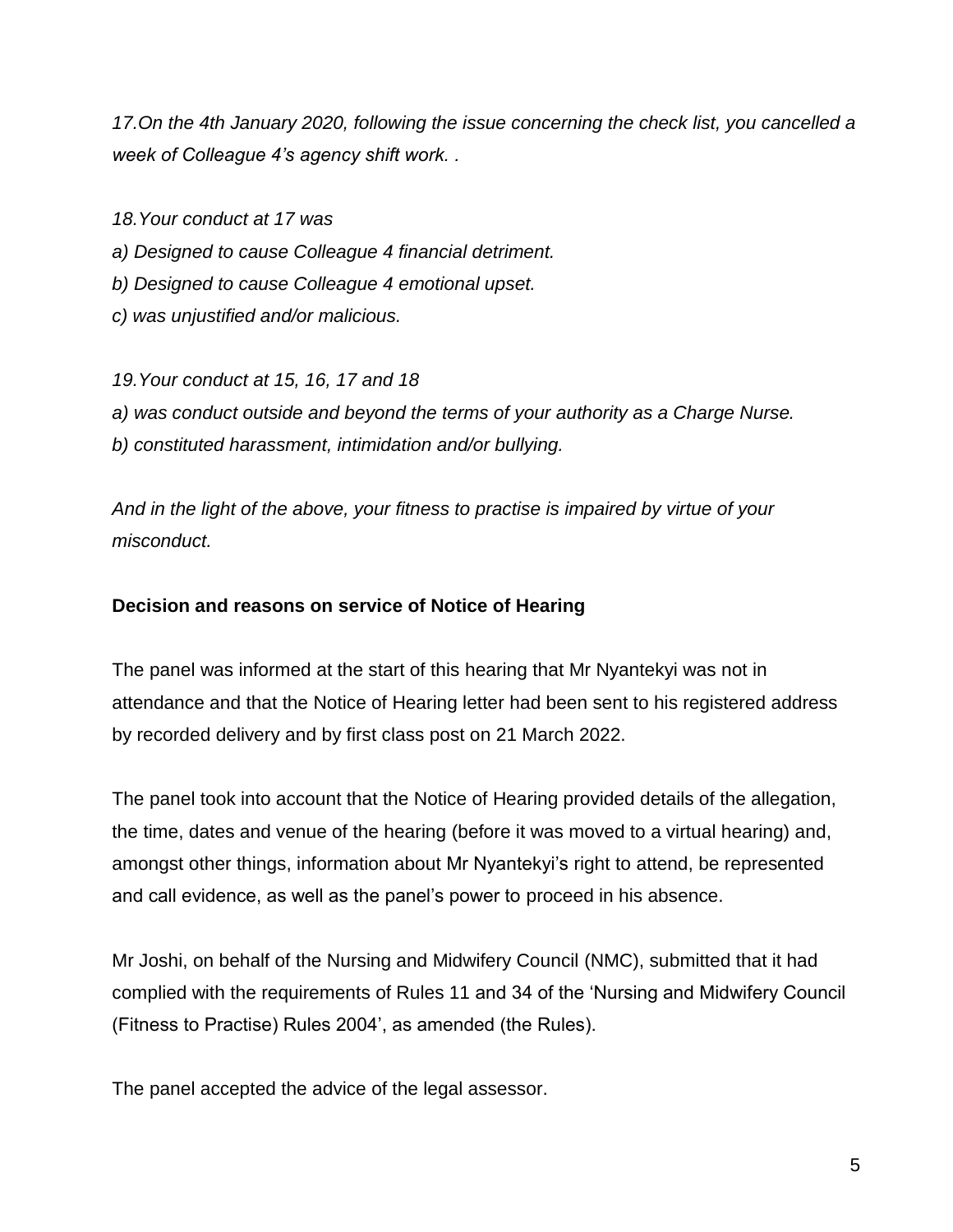*17.On the 4th January 2020, following the issue concerning the check list, you cancelled a week of Colleague 4's agency shift work. .*

*18.Your conduct at 17 was*

*a) Designed to cause Colleague 4 financial detriment.*

*b) Designed to cause Colleague 4 emotional upset.*

*c) was unjustified and/or malicious.*

*19.Your conduct at 15, 16, 17 and 18*

*a) was conduct outside and beyond the terms of your authority as a Charge Nurse.*

*b) constituted harassment, intimidation and/or bullying.*

*And in the light of the above, your fitness to practise is impaired by virtue of your misconduct.*

**Decision and reasons on service of Notice of Hearing**

The panel was informed at the start of this hearing that Mr Nyantekyi was not in attendance and that the Notice of Hearing letter had been sent to his registered address by recorded delivery and by first class post on 21 March 2022.

The panel took into account that the Notice of Hearing provided details of the allegation, the time, dates and venue of the hearing (before it was moved to a virtual hearing) and, amongst other things, information about Mr Nyantekyi's right to attend, be represented and call evidence, as well as the panel's power to proceed in his absence.

Mr Joshi, on behalf of the Nursing and Midwifery Council (NMC), submitted that it had complied with the requirements of Rules 11 and 34 of the 'Nursing and Midwifery Council (Fitness to Practise) Rules 2004', as amended (the Rules).

The panel accepted the advice of the legal assessor.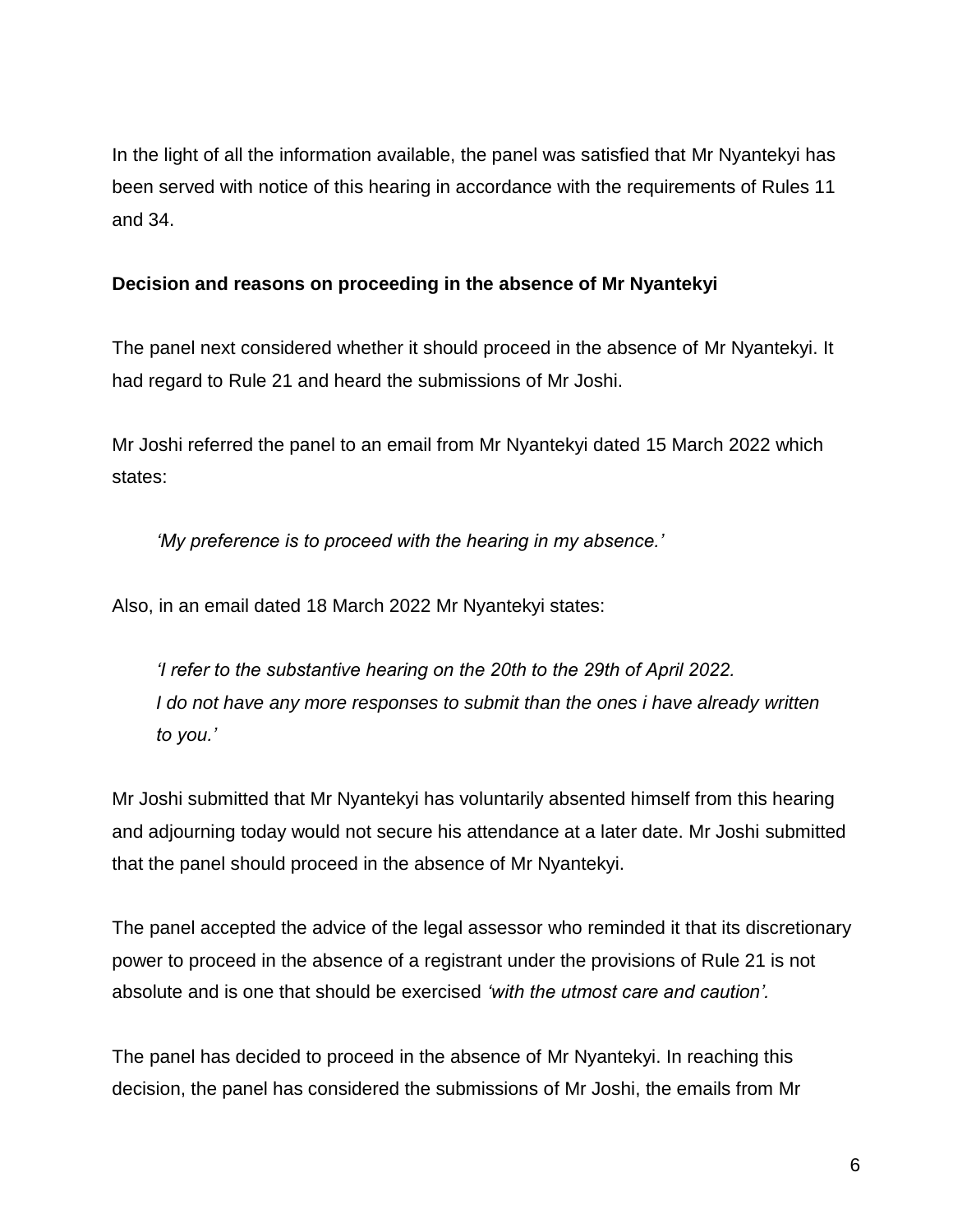In the light of all the information available, the panel was satisfied that Mr Nyantekyi has been served with notice of this hearing in accordance with the requirements of Rules 11 and 34.

**Decision and reasons on proceeding in the absence of Mr Nyantekyi**

The panel next considered whether it should proceed in the absence of Mr Nyantekyi. It had regard to Rule 21 and heard the submissions of Mr Joshi.

Mr Joshi referred the panel to an email from Mr Nyantekyi dated 15 March 2022 which states:

> *'My preference is to proceed with the hearing in my absence.'*

Also, in an email dated 18 March 2022 Mr Nyantekyi states:

> *'I refer to the substantive hearing on the 20th to the 29th of April 2022. I do not have any more responses to submit than the ones i have already written to you.'*

Mr Joshi submitted that Mr Nyantekyi has voluntarily absented himself from this hearing and adjourning today would not secure his attendance at a later date. Mr Joshi submitted that the panel should proceed in the absence of Mr Nyantekyi.

The panel accepted the advice of the legal assessor who reminded it that its discretionary power to proceed in the absence of a registrant under the provisions of Rule 21 is not absolute and is one that should be exercised *'with the utmost care and caution'.*

The panel has decided to proceed in the absence of Mr Nyantekyi. In reaching this decision, the panel has considered the submissions of Mr Joshi, the emails from Mr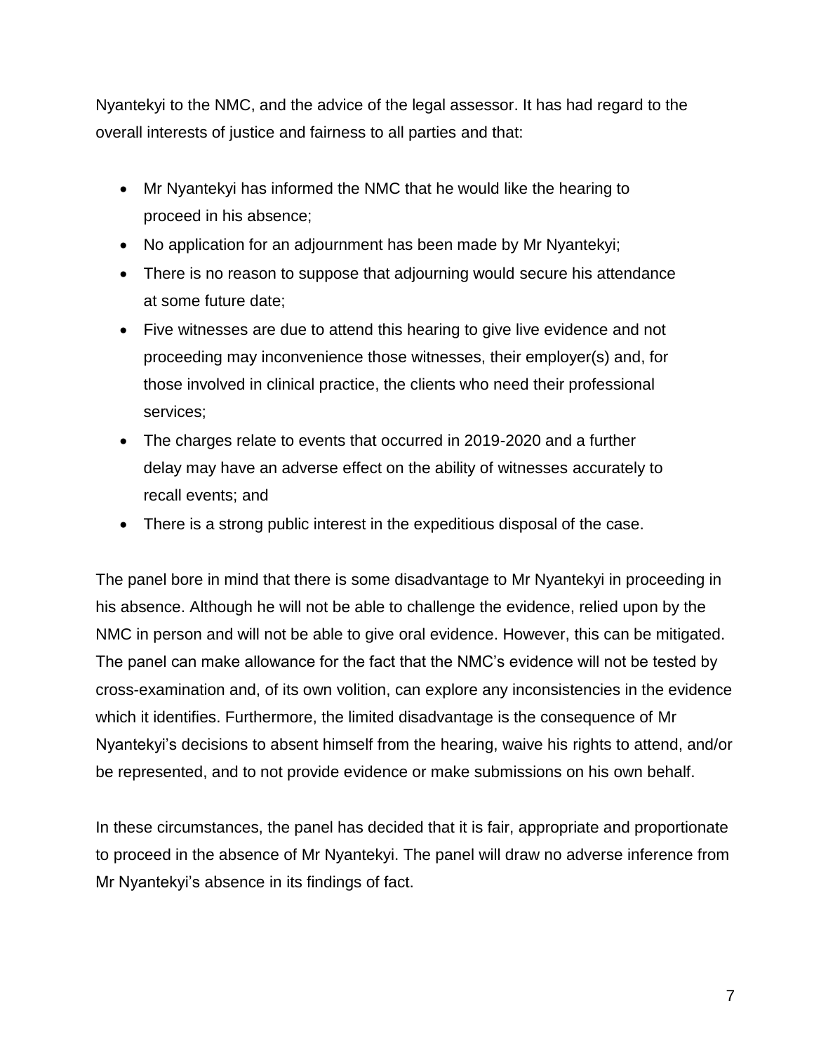Nyantekyi to the NMC, and the advice of the legal assessor. It has had regard to the overall interests of justice and fairness to all parties and that:

- Mr Nyantekyi has informed the NMC that he would like the hearing to proceed in his absence;
- No application for an adjournment has been made by Mr Nyantekyi;
- There is no reason to suppose that adjourning would secure his attendance at some future date;
- Five witnesses are due to attend this hearing to give live evidence and not proceeding may inconvenience those witnesses, their employer(s) and, for those involved in clinical practice, the clients who need their professional services;
- The charges relate to events that occurred in 2019-2020 and a further delay may have an adverse effect on the ability of witnesses accurately to recall events; and
- There is a strong public interest in the expeditious disposal of the case.

The panel bore in mind that there is some disadvantage to Mr Nyantekyi in proceeding in his absence. Although he will not be able to challenge the evidence, relied upon by the NMC in person and will not be able to give oral evidence. However, this can be mitigated. The panel can make allowance for the fact that the NMC's evidence will not be tested by cross-examination and, of its own volition, can explore any inconsistencies in the evidence which it identifies. Furthermore, the limited disadvantage is the consequence of Mr Nyantekyi's decisions to absent himself from the hearing, waive his rights to attend, and/or be represented, and to not provide evidence or make submissions on his own behalf.

In these circumstances, the panel has decided that it is fair, appropriate and proportionate to proceed in the absence of Mr Nyantekyi. The panel will draw no adverse inference from Mr Nyantekyi's absence in its findings of fact.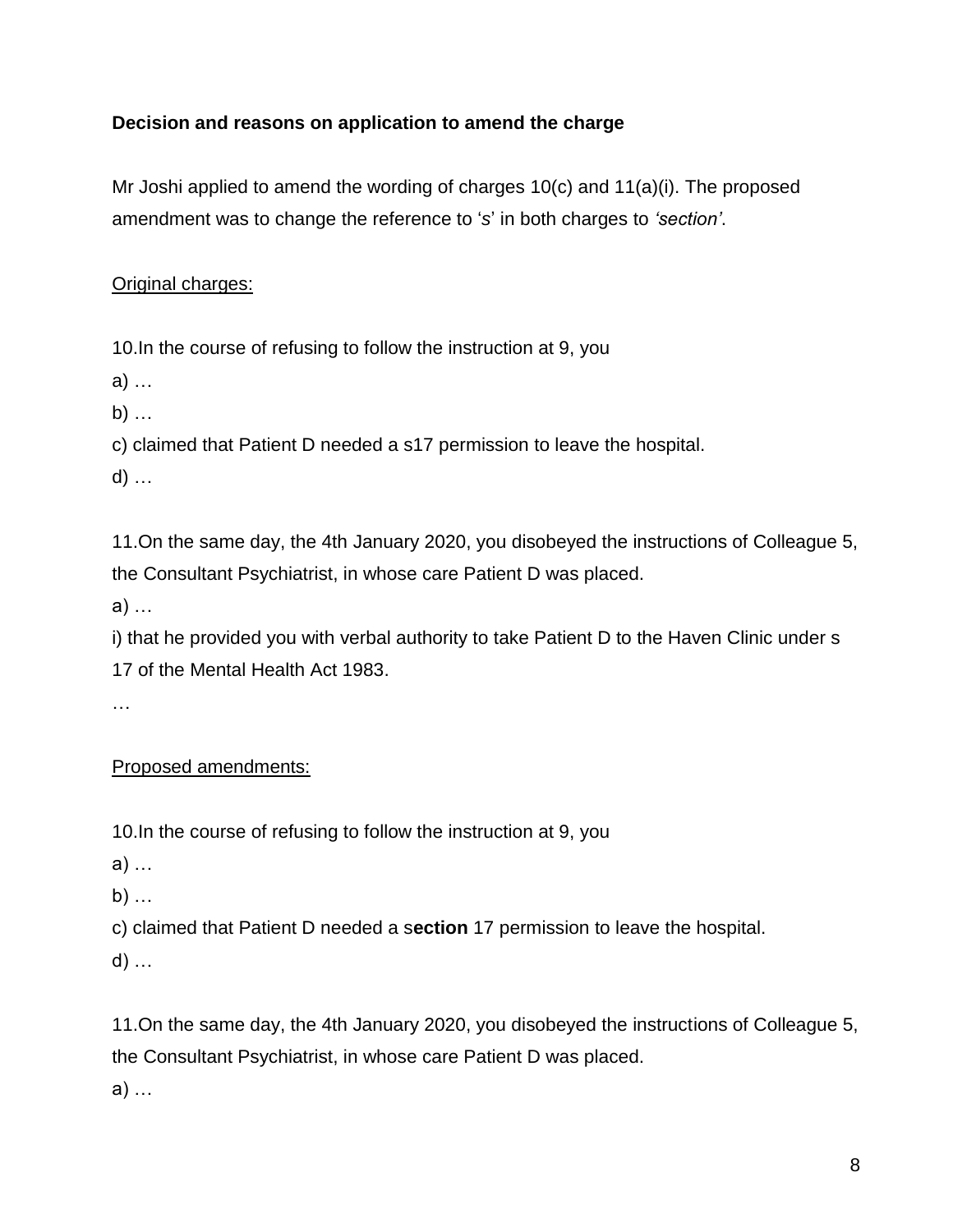**Decision and reasons on application to amend the charge**

Mr Joshi applied to amend the wording of charges 10(c) and 11(a)(i). The proposed amendment was to change the reference to ‘s’ in both charges to *‘section’*.

<u>Original charges:</u>

10.In the course of refusing to follow the instruction at 9, you

a) …

b) …

c) claimed that Patient D needed a s17 permission to leave the hospital.

d) …

11.On the same day, the 4th January 2020, you disobeyed the instructions of Colleague 5, the Consultant Psychiatrist, in whose care Patient D was placed.

a) …

i) that he provided you with verbal authority to take Patient D to the Haven Clinic under s 17 of the Mental Health Act 1983.

…

<u>Proposed amendments:</u>

10.In the course of refusing to follow the instruction at 9, you

a) …

b) …

c) claimed that Patient D needed a s**ection** 17 permission to leave the hospital.

d) …

11.On the same day, the 4th January 2020, you disobeyed the instructions of Colleague 5, the Consultant Psychiatrist, in whose care Patient D was placed.

a) …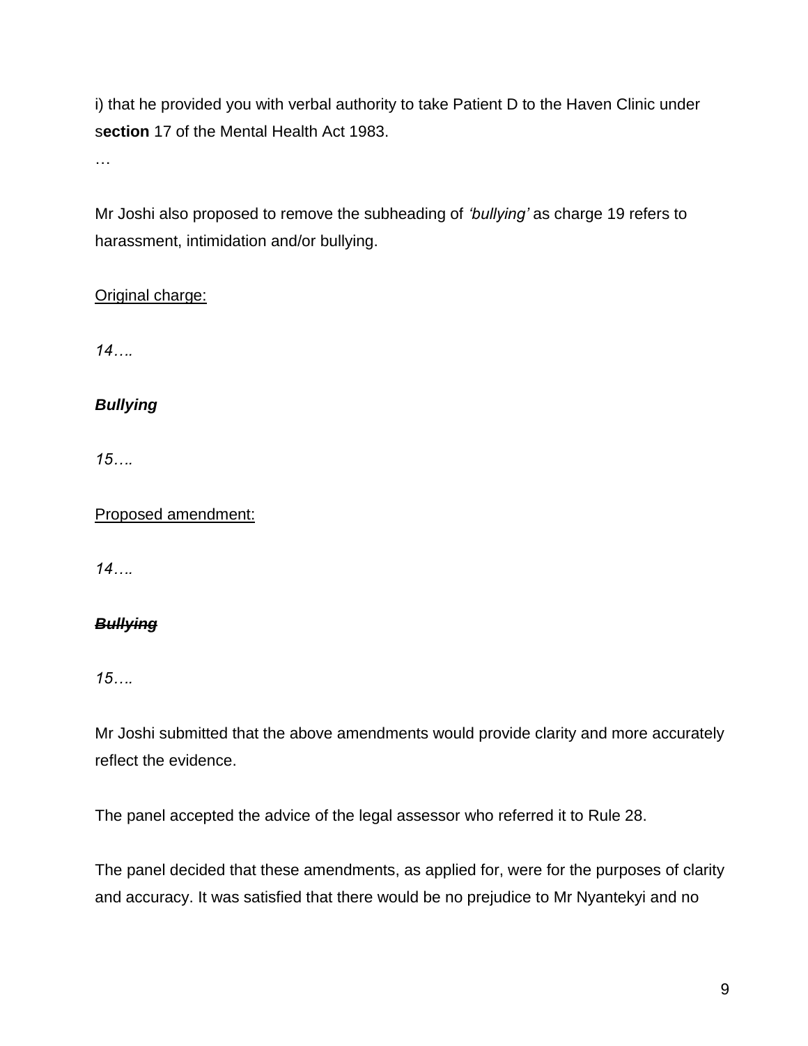i) that he provided you with verbal authority to take Patient D to the Haven Clinic under s**ection** 17 of the Mental Health Act 1983.

…

Mr Joshi also proposed to remove the subheading of *'bullying'* as charge 19 refers to harassment, intimidation and/or bullying.

Original charge:

*14….*

***Bullying***

*15….*

Proposed amendment:

*14….*

***~~Bullying~~***

*15….*

Mr Joshi submitted that the above amendments would provide clarity and more accurately reflect the evidence.

The panel accepted the advice of the legal assessor who referred it to Rule 28.

The panel decided that these amendments, as applied for, were for the purposes of clarity and accuracy. It was satisfied that there would be no prejudice to Mr Nyantekyi and no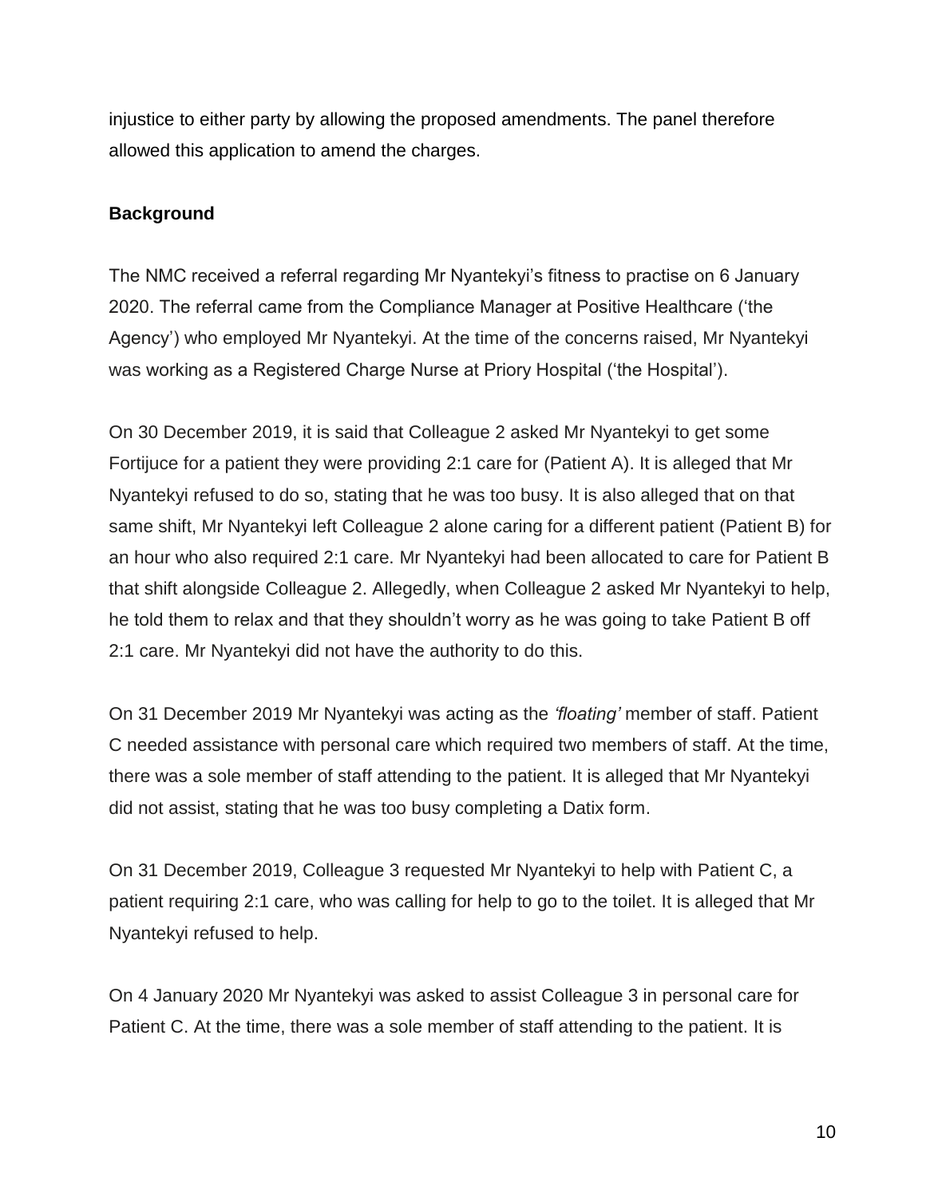injustice to either party by allowing the proposed amendments. The panel therefore allowed this application to amend the charges.

**Background**

The NMC received a referral regarding Mr Nyantekyi's fitness to practise on 6 January 2020. The referral came from the Compliance Manager at Positive Healthcare ('the Agency') who employed Mr Nyantekyi. At the time of the concerns raised, Mr Nyantekyi was working as a Registered Charge Nurse at Priory Hospital ('the Hospital').

On 30 December 2019, it is said that Colleague 2 asked Mr Nyantekyi to get some Fortijuce for a patient they were providing 2:1 care for (Patient A). It is alleged that Mr Nyantekyi refused to do so, stating that he was too busy. It is also alleged that on that same shift, Mr Nyantekyi left Colleague 2 alone caring for a different patient (Patient B) for an hour who also required 2:1 care. Mr Nyantekyi had been allocated to care for Patient B that shift alongside Colleague 2. Allegedly, when Colleague 2 asked Mr Nyantekyi to help, he told them to relax and that they shouldn't worry as he was going to take Patient B off 2:1 care. Mr Nyantekyi did not have the authority to do this.

On 31 December 2019 Mr Nyantekyi was acting as the *'floating'* member of staff. Patient C needed assistance with personal care which required two members of staff. At the time, there was a sole member of staff attending to the patient. It is alleged that Mr Nyantekyi did not assist, stating that he was too busy completing a Datix form.

On 31 December 2019, Colleague 3 requested Mr Nyantekyi to help with Patient C, a patient requiring 2:1 care, who was calling for help to go to the toilet. It is alleged that Mr Nyantekyi refused to help.

On 4 January 2020 Mr Nyantekyi was asked to assist Colleague 3 in personal care for Patient C. At the time, there was a sole member of staff attending to the patient. It is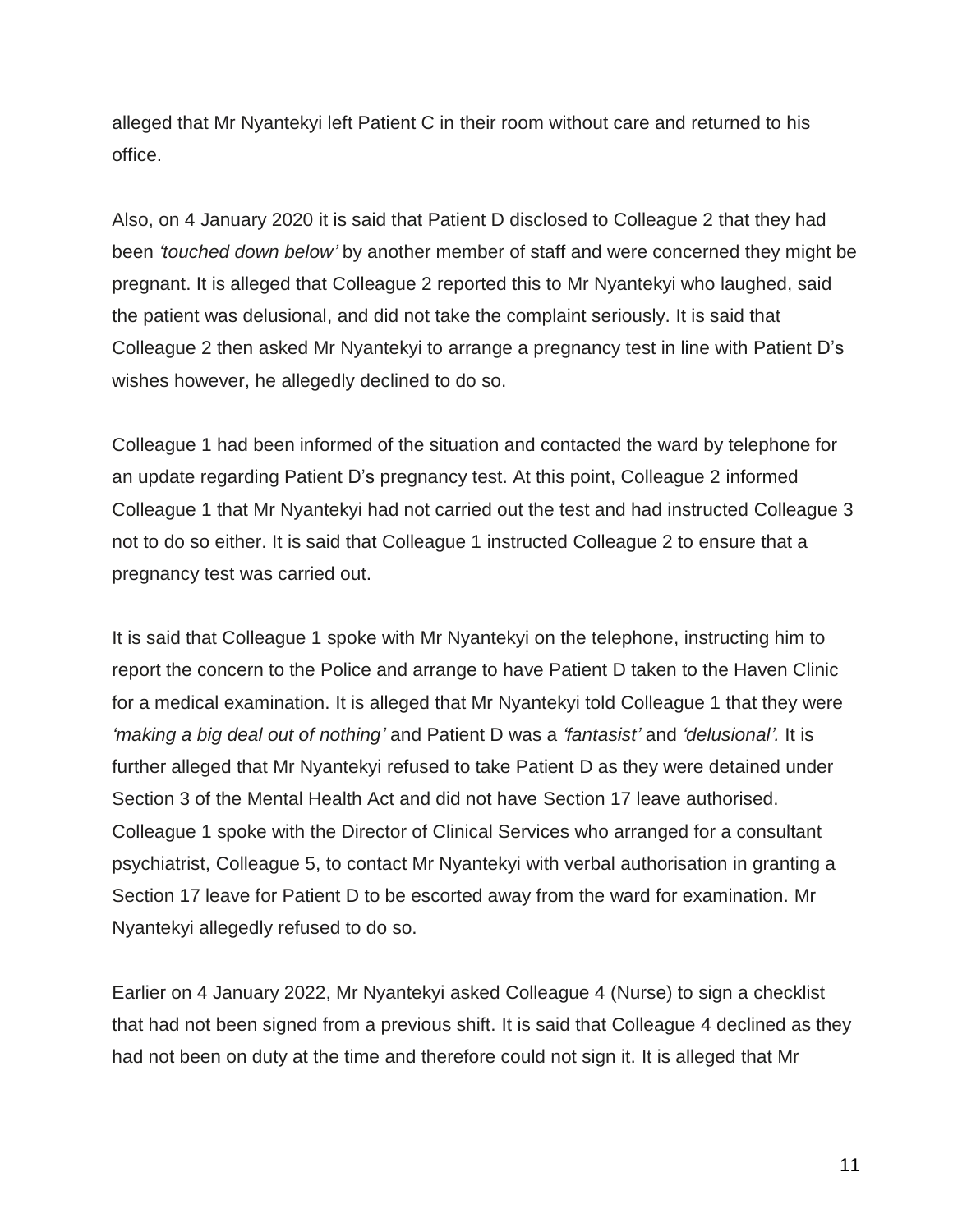alleged that Mr Nyantekyi left Patient C in their room without care and returned to his office.

Also, on 4 January 2020 it is said that Patient D disclosed to Colleague 2 that they had been *'touched down below'* by another member of staff and were concerned they might be pregnant. It is alleged that Colleague 2 reported this to Mr Nyantekyi who laughed, said the patient was delusional, and did not take the complaint seriously. It is said that Colleague 2 then asked Mr Nyantekyi to arrange a pregnancy test in line with Patient D's wishes however, he allegedly declined to do so.

Colleague 1 had been informed of the situation and contacted the ward by telephone for an update regarding Patient D's pregnancy test. At this point, Colleague 2 informed Colleague 1 that Mr Nyantekyi had not carried out the test and had instructed Colleague 3 not to do so either. It is said that Colleague 1 instructed Colleague 2 to ensure that a pregnancy test was carried out.

It is said that Colleague 1 spoke with Mr Nyantekyi on the telephone, instructing him to report the concern to the Police and arrange to have Patient D taken to the Haven Clinic for a medical examination. It is alleged that Mr Nyantekyi told Colleague 1 that they were *'making a big deal out of nothing'* and Patient D was a *'fantasist'* and *'delusional'.* It is further alleged that Mr Nyantekyi refused to take Patient D as they were detained under Section 3 of the Mental Health Act and did not have Section 17 leave authorised. Colleague 1 spoke with the Director of Clinical Services who arranged for a consultant psychiatrist, Colleague 5, to contact Mr Nyantekyi with verbal authorisation in granting a Section 17 leave for Patient D to be escorted away from the ward for examination. Mr Nyantekyi allegedly refused to do so.

Earlier on 4 January 2022, Mr Nyantekyi asked Colleague 4 (Nurse) to sign a checklist that had not been signed from a previous shift. It is said that Colleague 4 declined as they had not been on duty at the time and therefore could not sign it. It is alleged that Mr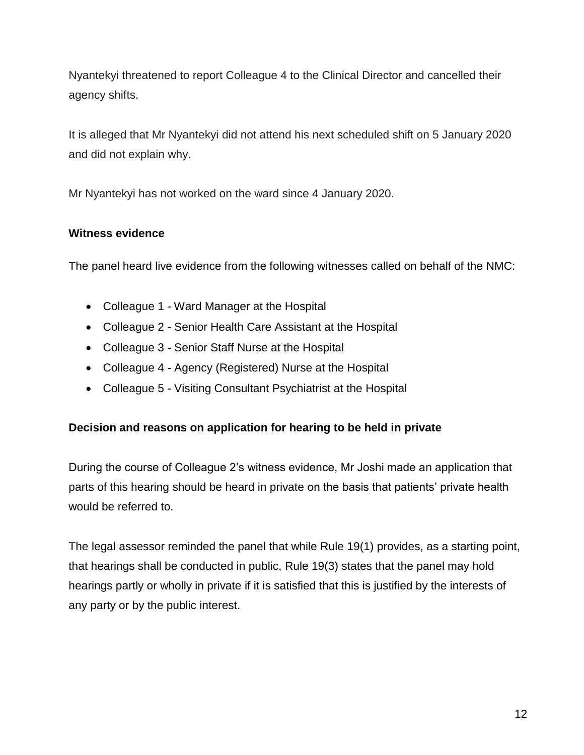Nyantekyi threatened to report Colleague 4 to the Clinical Director and cancelled their agency shifts.

It is alleged that Mr Nyantekyi did not attend his next scheduled shift on 5 January 2020 and did not explain why.

Mr Nyantekyi has not worked on the ward since 4 January 2020.

**Witness evidence**

The panel heard live evidence from the following witnesses called on behalf of the NMC:

- Colleague 1 - Ward Manager at the Hospital
- Colleague 2 - Senior Health Care Assistant at the Hospital
- Colleague 3 - Senior Staff Nurse at the Hospital
- Colleague 4 - Agency (Registered) Nurse at the Hospital
- Colleague 5 - Visiting Consultant Psychiatrist at the Hospital

**Decision and reasons on application for hearing to be held in private**

During the course of Colleague 2's witness evidence, Mr Joshi made an application that parts of this hearing should be heard in private on the basis that patients' private health would be referred to.

The legal assessor reminded the panel that while Rule 19(1) provides, as a starting point, that hearings shall be conducted in public, Rule 19(3) states that the panel may hold hearings partly or wholly in private if it is satisfied that this is justified by the interests of any party or by the public interest.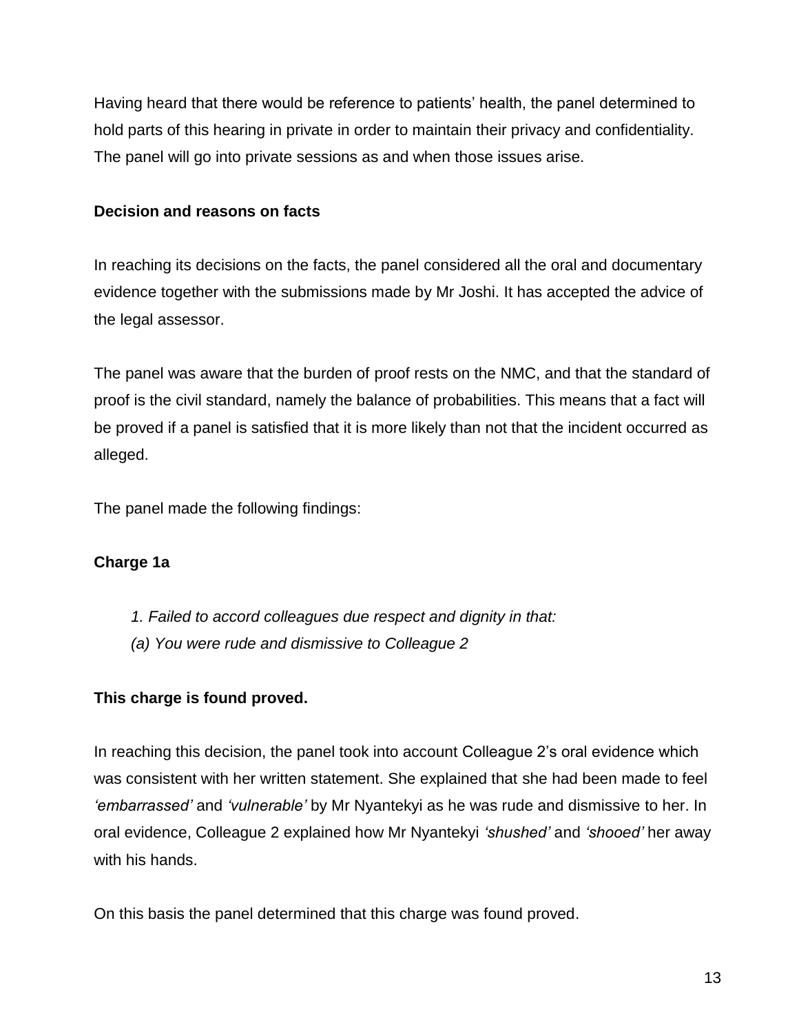Having heard that there would be reference to patients' health, the panel determined to hold parts of this hearing in private in order to maintain their privacy and confidentiality. The panel will go into private sessions as and when those issues arise.

**Decision and reasons on facts**

In reaching its decisions on the facts, the panel considered all the oral and documentary evidence together with the submissions made by Mr Joshi. It has accepted the advice of the legal assessor.

The panel was aware that the burden of proof rests on the NMC, and that the standard of proof is the civil standard, namely the balance of probabilities. This means that a fact will be proved if a panel is satisfied that it is more likely than not that the incident occurred as alleged.

The panel made the following findings:

**Charge 1a**

> *1. Failed to accord colleagues due respect and dignity in that:*
> *(a) You were rude and dismissive to Colleague 2*

**This charge is found proved.**

In reaching this decision, the panel took into account Colleague 2's oral evidence which was consistent with her written statement. She explained that she had been made to feel *'embarrassed'* and *'vulnerable'* by Mr Nyantekyi as he was rude and dismissive to her. In oral evidence, Colleague 2 explained how Mr Nyantekyi *'shushed'* and *'shooed'* her away with his hands.

On this basis the panel determined that this charge was found proved.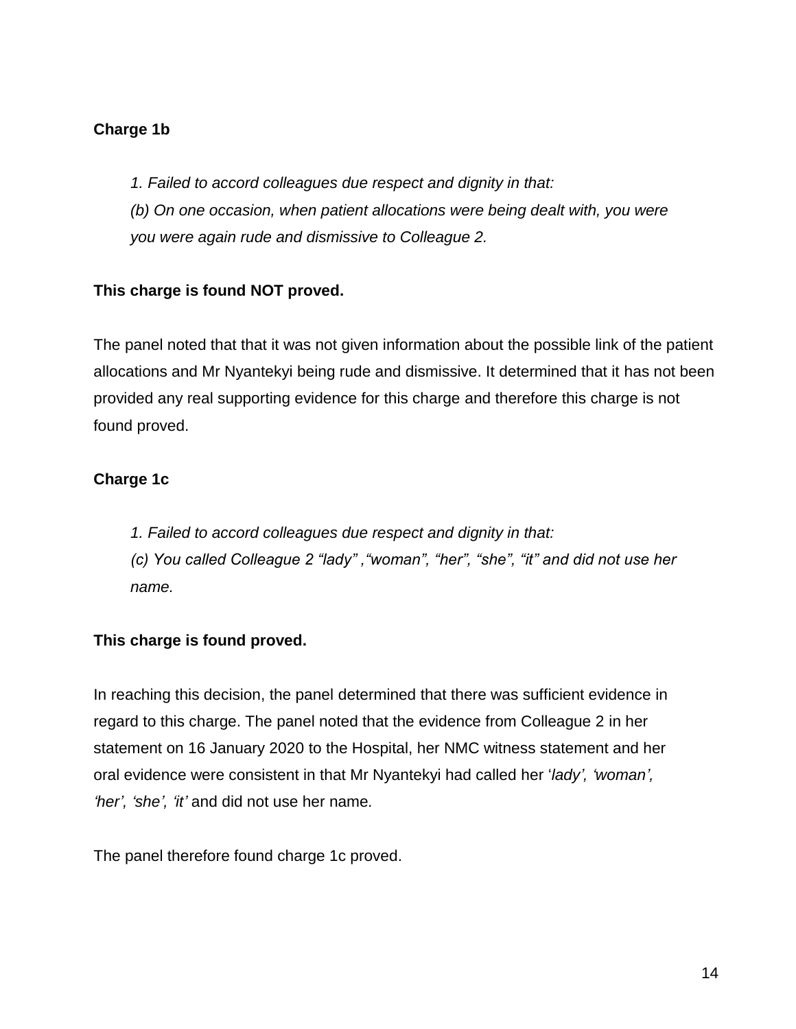**Charge 1b**

> *1. Failed to accord colleagues due respect and dignity in that:*
> *(b) On one occasion, when patient allocations were being dealt with, you were you were again rude and dismissive to Colleague 2.*

**This charge is found NOT proved.**

The panel noted that that it was not given information about the possible link of the patient allocations and Mr Nyantekyi being rude and dismissive. It determined that it has not been provided any real supporting evidence for this charge and therefore this charge is not found proved.

**Charge 1c**

> *1. Failed to accord colleagues due respect and dignity in that:*
> *(c) You called Colleague 2 "lady" ,"woman", "her", "she", "it" and did not use her name.*

**This charge is found proved.**

In reaching this decision, the panel determined that there was sufficient evidence in regard to this charge. The panel noted that the evidence from Colleague 2 in her statement on 16 January 2020 to the Hospital, her NMC witness statement and her oral evidence were consistent in that Mr Nyantekyi had called her '*lady', 'woman', 'her', 'she', 'it'* and did not use her name*.*

The panel therefore found charge 1c proved.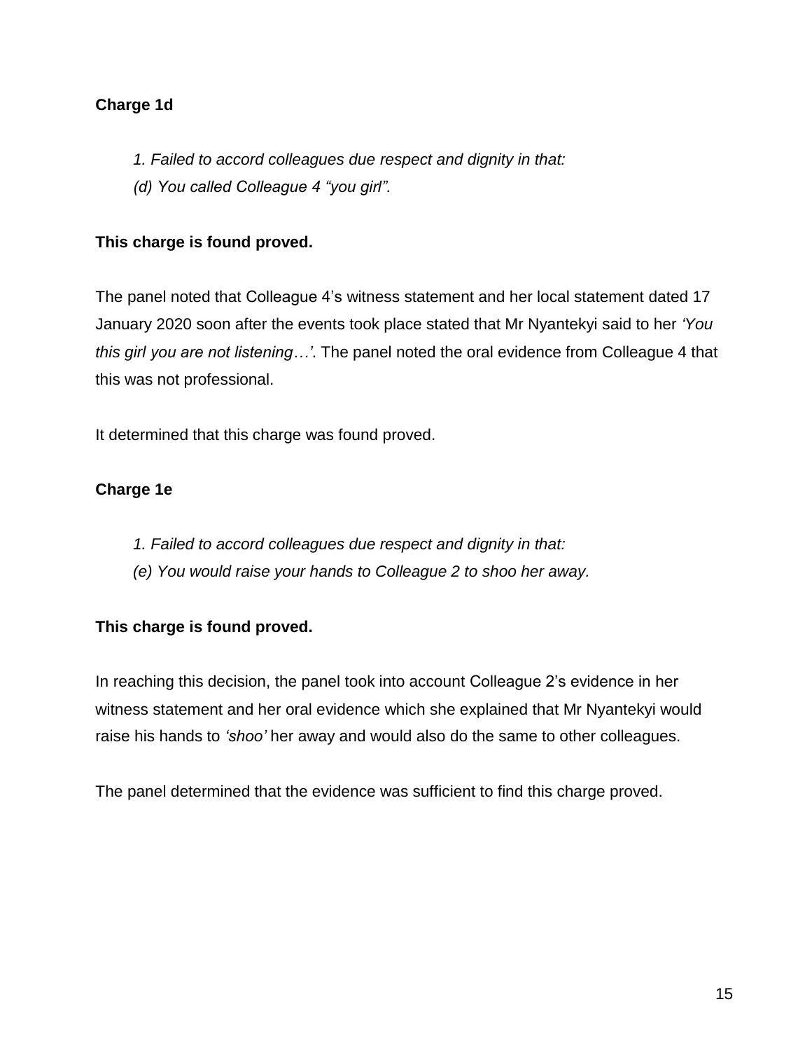**Charge 1d**

*1. Failed to accord colleagues due respect and dignity in that:*
*(d) You called Colleague 4 "you girl".*

**This charge is found proved.**

The panel noted that Colleague 4's witness statement and her local statement dated 17 January 2020 soon after the events took place stated that Mr Nyantekyi said to her *'You this girl you are not listening…'*. The panel noted the oral evidence from Colleague 4 that this was not professional.

It determined that this charge was found proved.

**Charge 1e**

*1. Failed to accord colleagues due respect and dignity in that:*
*(e) You would raise your hands to Colleague 2 to shoo her away.*

**This charge is found proved.**

In reaching this decision, the panel took into account Colleague 2's evidence in her witness statement and her oral evidence which she explained that Mr Nyantekyi would raise his hands to *'shoo'* her away and would also do the same to other colleagues.

The panel determined that the evidence was sufficient to find this charge proved.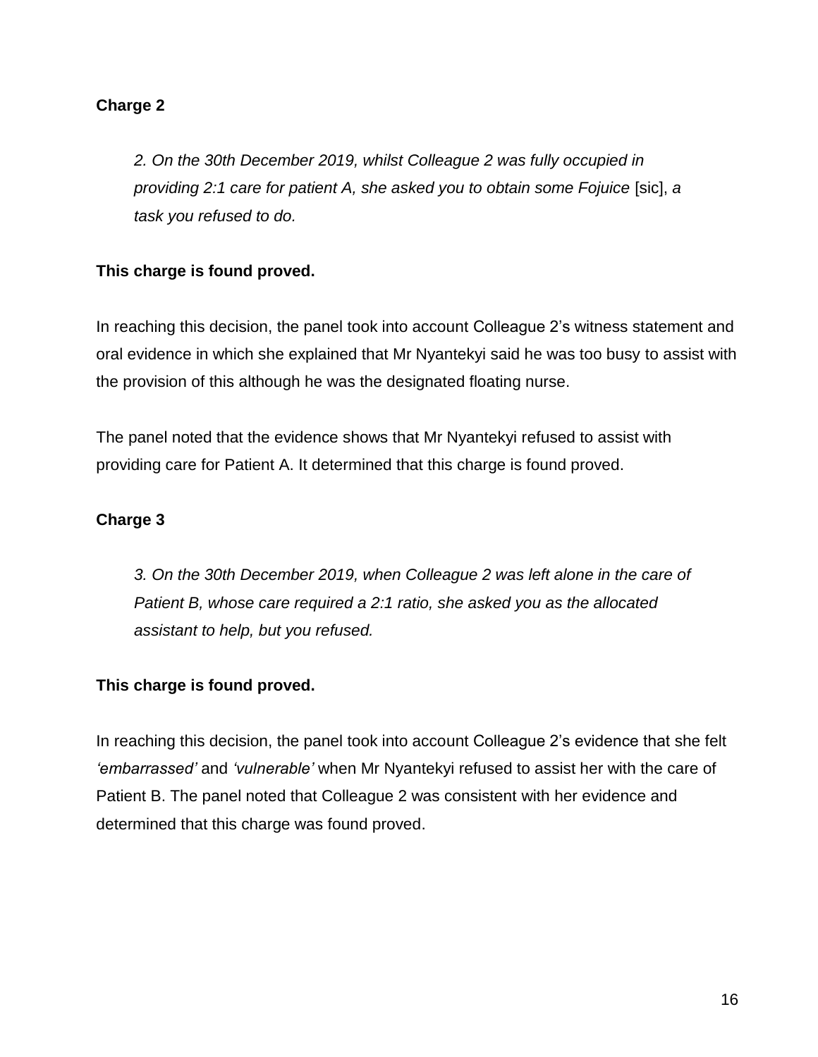**Charge 2**

> *2. On the 30th December 2019, whilst Colleague 2 was fully occupied in providing 2:1 care for patient A, she asked you to obtain some Fojuice* [sic], *a task you refused to do.*

**This charge is found proved.**

In reaching this decision, the panel took into account Colleague 2's witness statement and oral evidence in which she explained that Mr Nyantekyi said he was too busy to assist with the provision of this although he was the designated floating nurse.

The panel noted that the evidence shows that Mr Nyantekyi refused to assist with providing care for Patient A. It determined that this charge is found proved.

**Charge 3**

> *3. On the 30th December 2019, when Colleague 2 was left alone in the care of Patient B, whose care required a 2:1 ratio, she asked you as the allocated assistant to help, but you refused.*

**This charge is found proved.**

In reaching this decision, the panel took into account Colleague 2's evidence that she felt *'embarrassed'* and *'vulnerable'* when Mr Nyantekyi refused to assist her with the care of Patient B. The panel noted that Colleague 2 was consistent with her evidence and determined that this charge was found proved.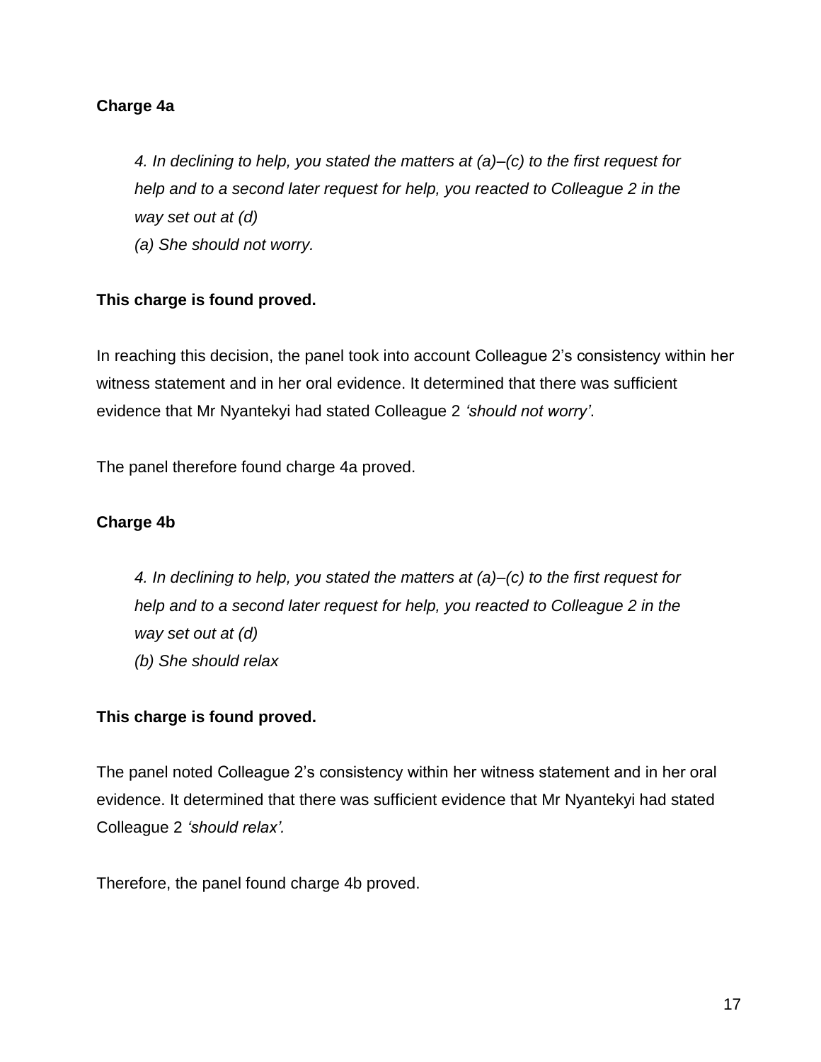**Charge 4a**

> *4. In declining to help, you stated the matters at (a)–(c) to the first request for help and to a second later request for help, you reacted to Colleague 2 in the way set out at (d)*
> *(a) She should not worry.*

**This charge is found proved.**

In reaching this decision, the panel took into account Colleague 2's consistency within her witness statement and in her oral evidence. It determined that there was sufficient evidence that Mr Nyantekyi had stated Colleague 2 *'should not worry'*.

The panel therefore found charge 4a proved.

**Charge 4b**

> *4. In declining to help, you stated the matters at (a)–(c) to the first request for help and to a second later request for help, you reacted to Colleague 2 in the way set out at (d)*
> *(b) She should relax*

**This charge is found proved.**

The panel noted Colleague 2's consistency within her witness statement and in her oral evidence. It determined that there was sufficient evidence that Mr Nyantekyi had stated Colleague 2 *'should relax'.*

Therefore, the panel found charge 4b proved.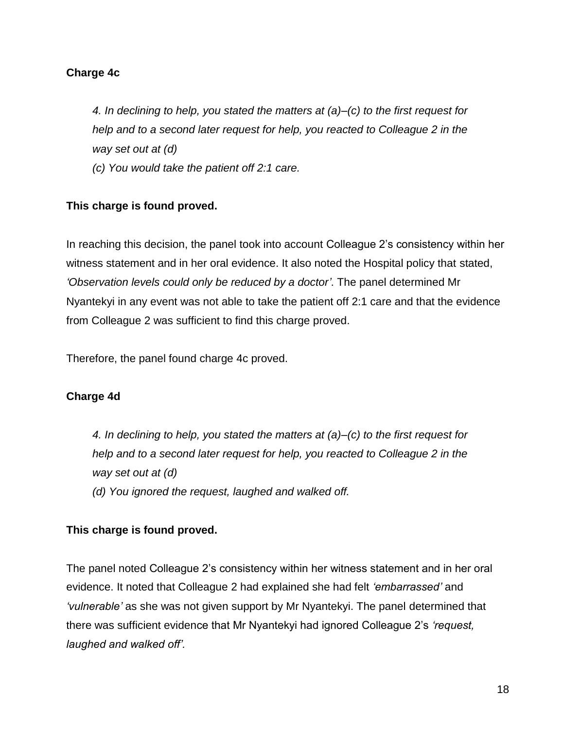**Charge 4c**

*4. In declining to help, you stated the matters at (a)–(c) to the first request for help and to a second later request for help, you reacted to Colleague 2 in the way set out at (d)*
*(c) You would take the patient off 2:1 care.*

**This charge is found proved.**

In reaching this decision, the panel took into account Colleague 2's consistency within her witness statement and in her oral evidence. It also noted the Hospital policy that stated, *'Observation levels could only be reduced by a doctor'*. The panel determined Mr Nyantekyi in any event was not able to take the patient off 2:1 care and that the evidence from Colleague 2 was sufficient to find this charge proved.

Therefore, the panel found charge 4c proved.

**Charge 4d**

*4. In declining to help, you stated the matters at (a)–(c) to the first request for help and to a second later request for help, you reacted to Colleague 2 in the way set out at (d)*
*(d) You ignored the request, laughed and walked off.*

**This charge is found proved.**

The panel noted Colleague 2's consistency within her witness statement and in her oral evidence. It noted that Colleague 2 had explained she had felt *'embarrassed'* and *'vulnerable'* as she was not given support by Mr Nyantekyi. The panel determined that there was sufficient evidence that Mr Nyantekyi had ignored Colleague 2's *'request, laughed and walked off'.*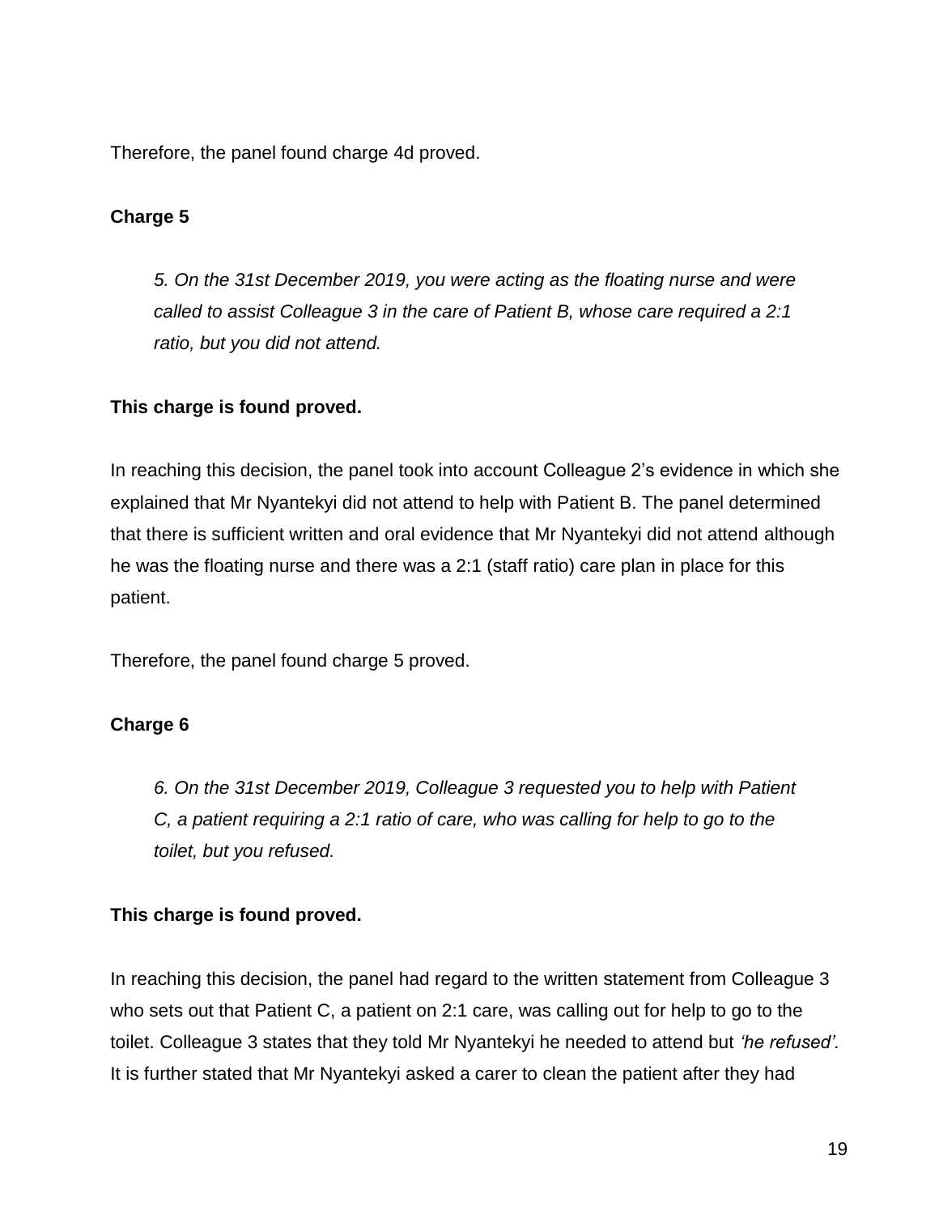Therefore, the panel found charge 4d proved.

**Charge 5**

*5. On the 31st December 2019, you were acting as the floating nurse and were called to assist Colleague 3 in the care of Patient B, whose care required a 2:1 ratio, but you did not attend.*

**This charge is found proved.**

In reaching this decision, the panel took into account Colleague 2's evidence in which she explained that Mr Nyantekyi did not attend to help with Patient B. The panel determined that there is sufficient written and oral evidence that Mr Nyantekyi did not attend although he was the floating nurse and there was a 2:1 (staff ratio) care plan in place for this patient.

Therefore, the panel found charge 5 proved.

**Charge 6**

*6. On the 31st December 2019, Colleague 3 requested you to help with Patient C, a patient requiring a 2:1 ratio of care, who was calling for help to go to the toilet, but you refused.*

**This charge is found proved.**

In reaching this decision, the panel had regard to the written statement from Colleague 3 who sets out that Patient C, a patient on 2:1 care, was calling out for help to go to the toilet. Colleague 3 states that they told Mr Nyantekyi he needed to attend but *'he refused'.* It is further stated that Mr Nyantekyi asked a carer to clean the patient after they had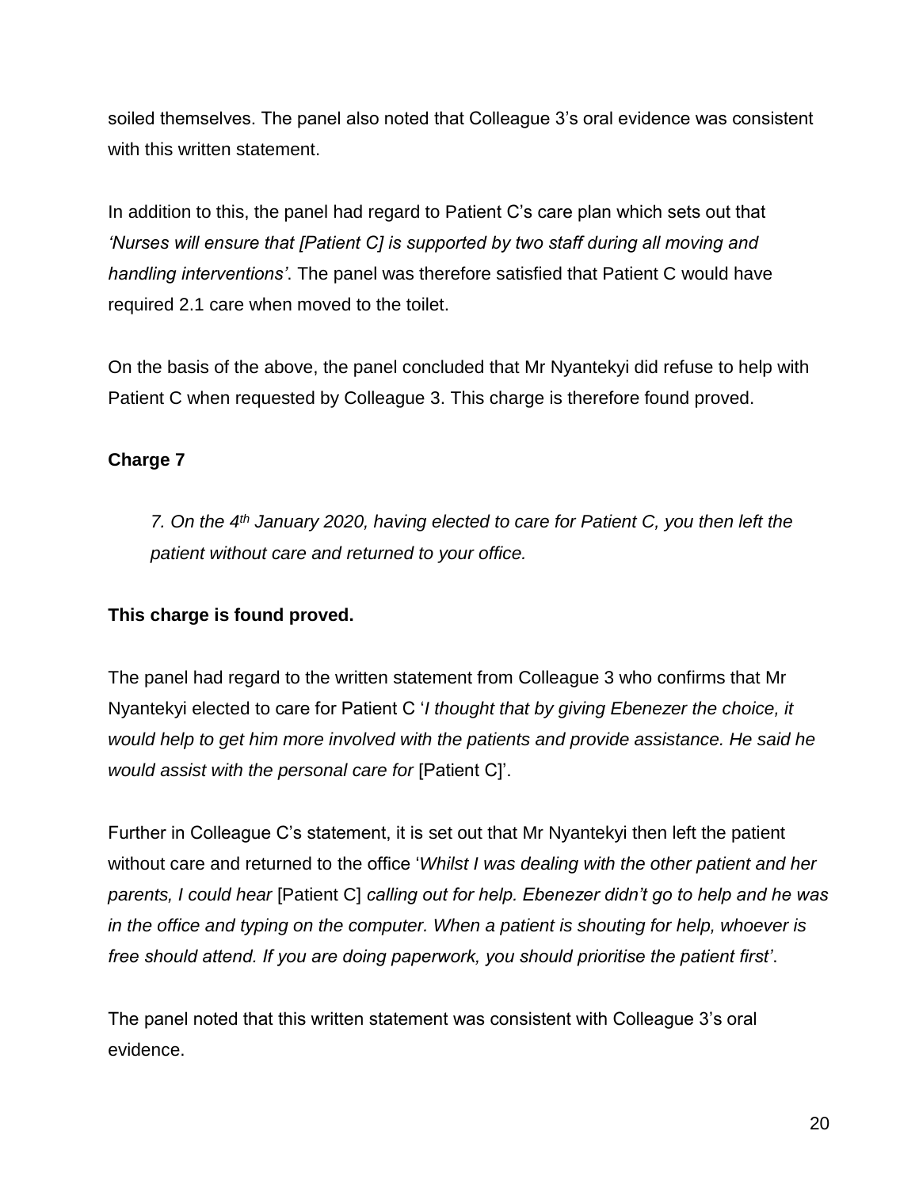soiled themselves. The panel also noted that Colleague 3's oral evidence was consistent with this written statement.

In addition to this, the panel had regard to Patient C's care plan which sets out that *'Nurses will ensure that [Patient C] is supported by two staff during all moving and handling interventions'*. The panel was therefore satisfied that Patient C would have required 2.1 care when moved to the toilet.

On the basis of the above, the panel concluded that Mr Nyantekyi did refuse to help with Patient C when requested by Colleague 3. This charge is therefore found proved.

**Charge 7**

> *7. On the 4th January 2020, having elected to care for Patient C, you then left the patient without care and returned to your office.*

**This charge is found proved.**

The panel had regard to the written statement from Colleague 3 who confirms that Mr Nyantekyi elected to care for Patient C '*I thought that by giving Ebenezer the choice, it would help to get him more involved with the patients and provide assistance. He said he would assist with the personal care for* [Patient C]'.

Further in Colleague C's statement, it is set out that Mr Nyantekyi then left the patient without care and returned to the office '*Whilst I was dealing with the other patient and her parents, I could hear* [Patient C] *calling out for help. Ebenezer didn't go to help and he was in the office and typing on the computer. When a patient is shouting for help, whoever is free should attend. If you are doing paperwork, you should prioritise the patient first'*.

The panel noted that this written statement was consistent with Colleague 3's oral evidence.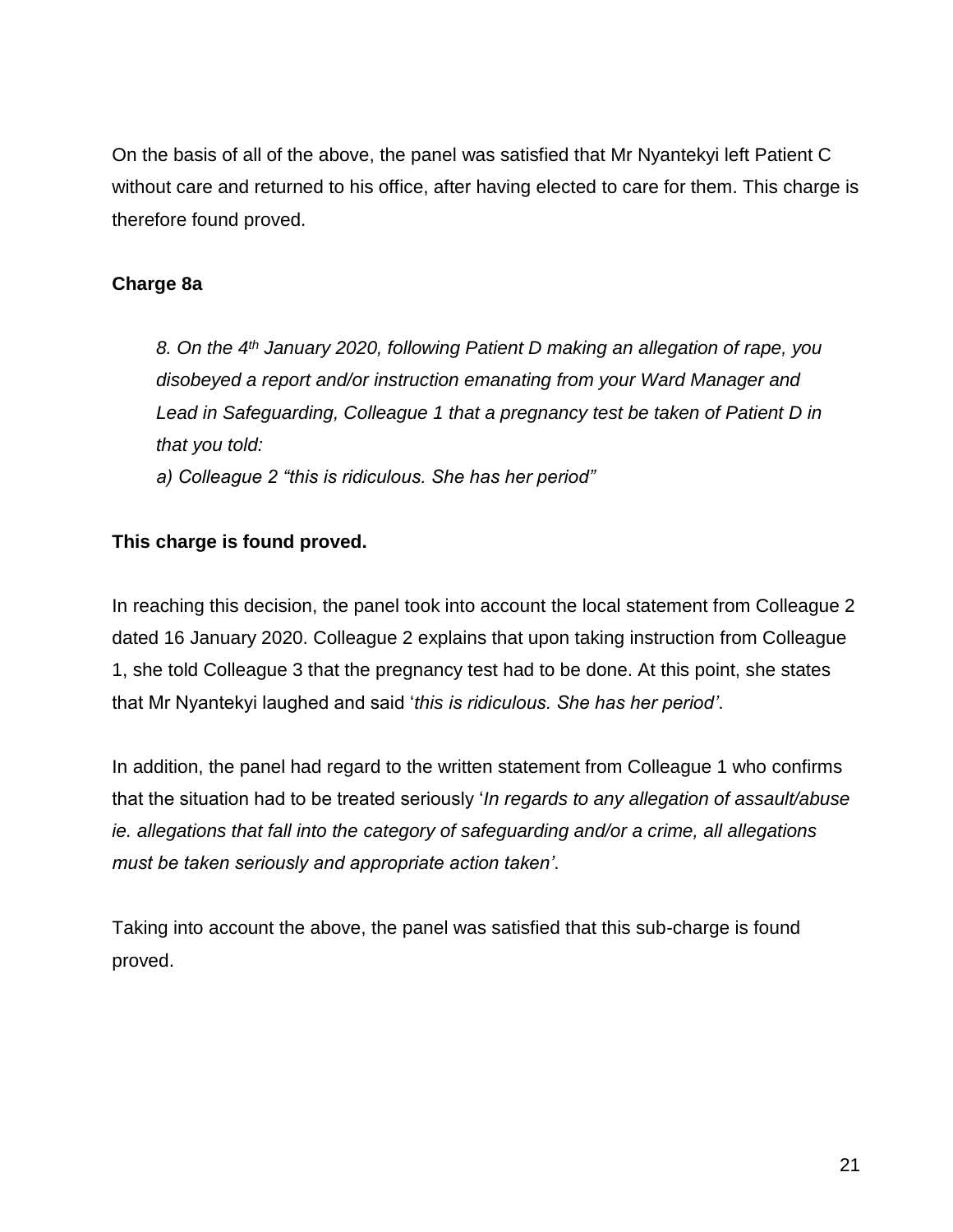On the basis of all of the above, the panel was satisfied that Mr Nyantekyi left Patient C without care and returned to his office, after having elected to care for them. This charge is therefore found proved.

**Charge 8a**

> *8. On the 4th January 2020, following Patient D making an allegation of rape, you disobeyed a report and/or instruction emanating from your Ward Manager and Lead in Safeguarding, Colleague 1 that a pregnancy test be taken of Patient D in that you told:*
>
> *a) Colleague 2 "this is ridiculous. She has her period"*

**This charge is found proved.**

In reaching this decision, the panel took into account the local statement from Colleague 2 dated 16 January 2020. Colleague 2 explains that upon taking instruction from Colleague 1, she told Colleague 3 that the pregnancy test had to be done. At this point, she states that Mr Nyantekyi laughed and said '*this is ridiculous. She has her period'*.

In addition, the panel had regard to the written statement from Colleague 1 who confirms that the situation had to be treated seriously '*In regards to any allegation of assault/abuse ie. allegations that fall into the category of safeguarding and/or a crime, all allegations must be taken seriously and appropriate action taken'*.

Taking into account the above, the panel was satisfied that this sub-charge is found proved.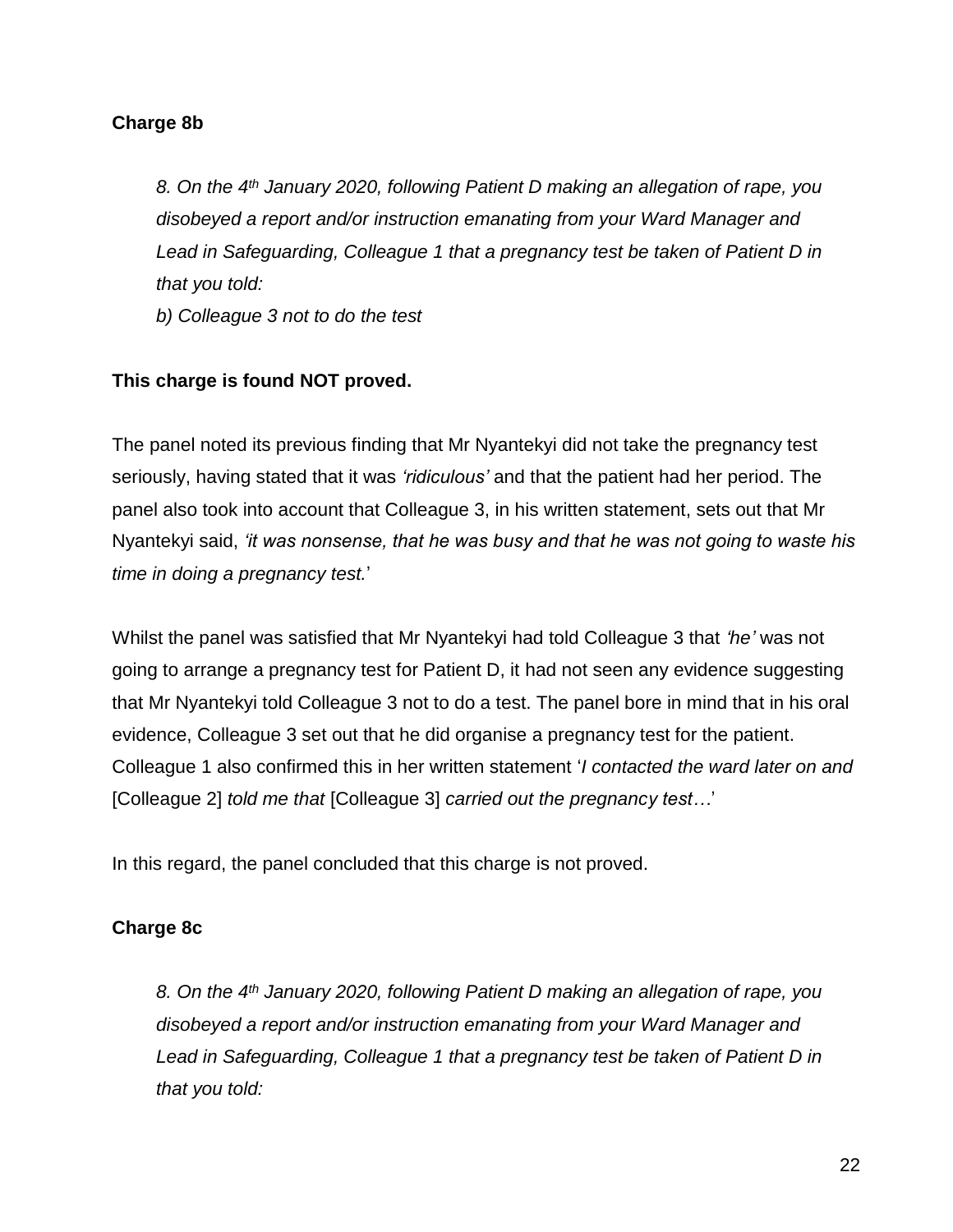**Charge 8b**

> *8. On the 4th January 2020, following Patient D making an allegation of rape, you disobeyed a report and/or instruction emanating from your Ward Manager and Lead in Safeguarding, Colleague 1 that a pregnancy test be taken of Patient D in that you told:*
>
> *b) Colleague 3 not to do the test*

**This charge is found NOT proved.**

The panel noted its previous finding that Mr Nyantekyi did not take the pregnancy test seriously, having stated that it was *'ridiculous'* and that the patient had her period. The panel also took into account that Colleague 3, in his written statement, sets out that Mr Nyantekyi said, *'it was nonsense, that he was busy and that he was not going to waste his time in doing a pregnancy test.*'

Whilst the panel was satisfied that Mr Nyantekyi had told Colleague 3 that *'he'* was not going to arrange a pregnancy test for Patient D, it had not seen any evidence suggesting that Mr Nyantekyi told Colleague 3 not to do a test. The panel bore in mind that in his oral evidence, Colleague 3 set out that he did organise a pregnancy test for the patient. Colleague 1 also confirmed this in her written statement '*I contacted the ward later on and* [Colleague 2] *told me that* [Colleague 3] *carried out the pregnancy test…*'

In this regard, the panel concluded that this charge is not proved.

**Charge 8c**

> *8. On the 4th January 2020, following Patient D making an allegation of rape, you disobeyed a report and/or instruction emanating from your Ward Manager and Lead in Safeguarding, Colleague 1 that a pregnancy test be taken of Patient D in that you told:*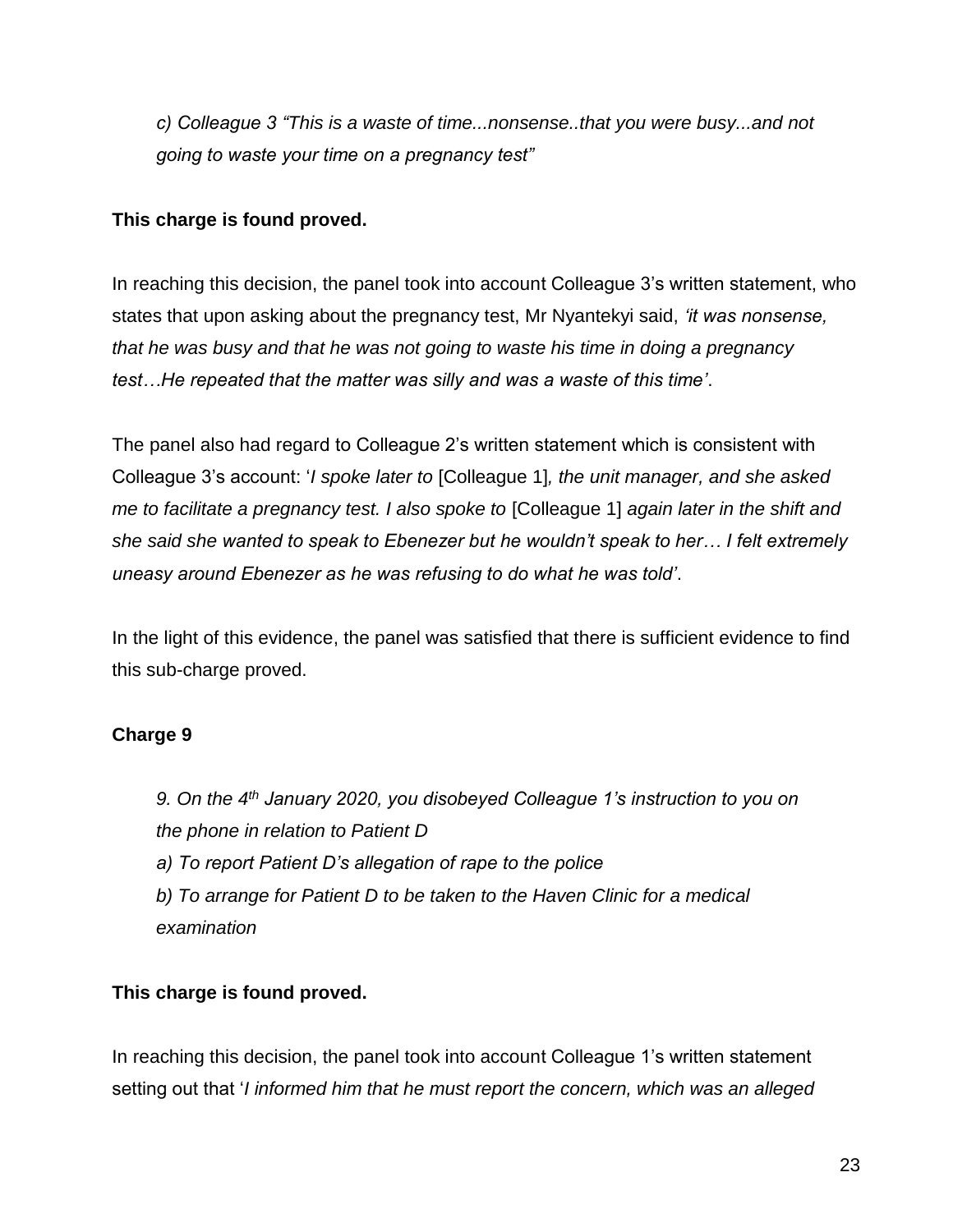*c) Colleague 3 "This is a waste of time...nonsense..that you were busy...and not going to waste your time on a pregnancy test"*

**This charge is found proved.**

In reaching this decision, the panel took into account Colleague 3's written statement, who states that upon asking about the pregnancy test, Mr Nyantekyi said, *'it was nonsense, that he was busy and that he was not going to waste his time in doing a pregnancy test…He repeated that the matter was silly and was a waste of this time'*.

The panel also had regard to Colleague 2's written statement which is consistent with Colleague 3's account: '*I spoke later to* [Colleague 1]*, the unit manager, and she asked me to facilitate a pregnancy test. I also spoke to* [Colleague 1] *again later in the shift and she said she wanted to speak to Ebenezer but he wouldn't speak to her… I felt extremely uneasy around Ebenezer as he was refusing to do what he was told'*.

In the light of this evidence, the panel was satisfied that there is sufficient evidence to find this sub-charge proved.

**Charge 9**

*9. On the 4th January 2020, you disobeyed Colleague 1's instruction to you on the phone in relation to Patient D*
*a) To report Patient D's allegation of rape to the police*
*b) To arrange for Patient D to be taken to the Haven Clinic for a medical examination*

**This charge is found proved.**

In reaching this decision, the panel took into account Colleague 1's written statement setting out that '*I informed him that he must report the concern, which was an alleged*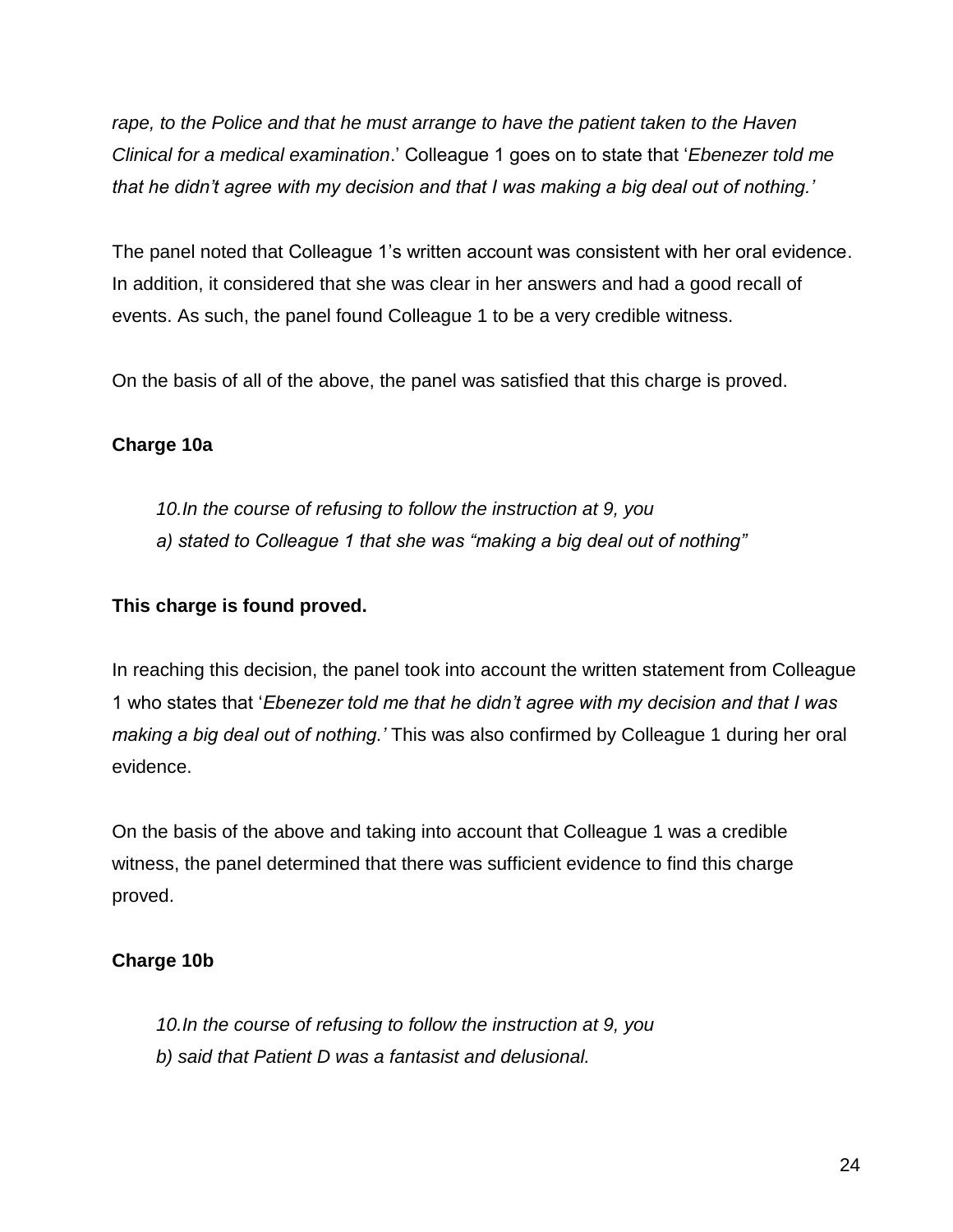*rape, to the Police and that he must arrange to have the patient taken to the Haven Clinical for a medical examination*.' Colleague 1 goes on to state that '*Ebenezer told me that he didn't agree with my decision and that I was making a big deal out of nothing.'*

The panel noted that Colleague 1's written account was consistent with her oral evidence. In addition, it considered that she was clear in her answers and had a good recall of events. As such, the panel found Colleague 1 to be a very credible witness.

On the basis of all of the above, the panel was satisfied that this charge is proved.

**Charge 10a**

> *10.In the course of refusing to follow the instruction at 9, you*
> *a) stated to Colleague 1 that she was "making a big deal out of nothing"*

**This charge is found proved.**

In reaching this decision, the panel took into account the written statement from Colleague 1 who states that '*Ebenezer told me that he didn't agree with my decision and that I was making a big deal out of nothing.'* This was also confirmed by Colleague 1 during her oral evidence.

On the basis of the above and taking into account that Colleague 1 was a credible witness, the panel determined that there was sufficient evidence to find this charge proved.

**Charge 10b**

> *10.In the course of refusing to follow the instruction at 9, you*
> *b) said that Patient D was a fantasist and delusional.*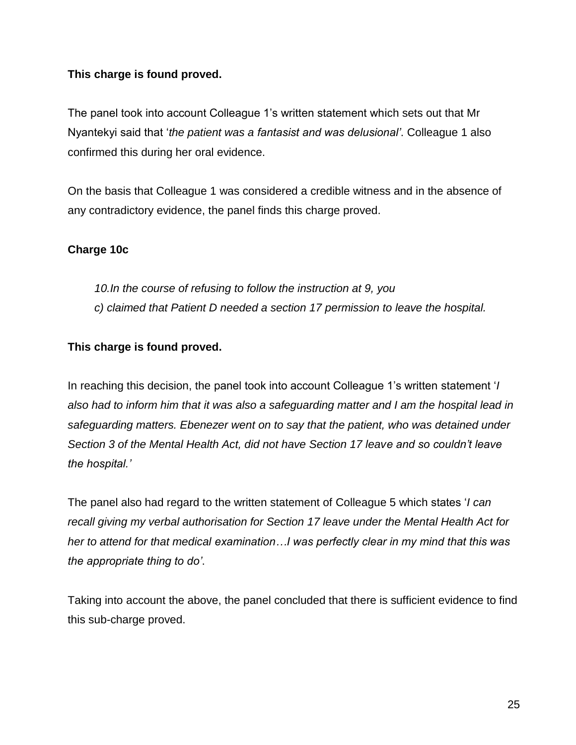**This charge is found proved.**

The panel took into account Colleague 1's written statement which sets out that Mr Nyantekyi said that '*the patient was a fantasist and was delusional'*. Colleague 1 also confirmed this during her oral evidence.

On the basis that Colleague 1 was considered a credible witness and in the absence of any contradictory evidence, the panel finds this charge proved.

**Charge 10c**

> *10.In the course of refusing to follow the instruction at 9, you*
> *c) claimed that Patient D needed a section 17 permission to leave the hospital.*

**This charge is found proved.**

In reaching this decision, the panel took into account Colleague 1's written statement '*I also had to inform him that it was also a safeguarding matter and I am the hospital lead in safeguarding matters. Ebenezer went on to say that the patient, who was detained under Section 3 of the Mental Health Act, did not have Section 17 leave and so couldn't leave the hospital.'*

The panel also had regard to the written statement of Colleague 5 which states '*I can recall giving my verbal authorisation for Section 17 leave under the Mental Health Act for her to attend for that medical examination…I was perfectly clear in my mind that this was the appropriate thing to do'*.

Taking into account the above, the panel concluded that there is sufficient evidence to find this sub-charge proved.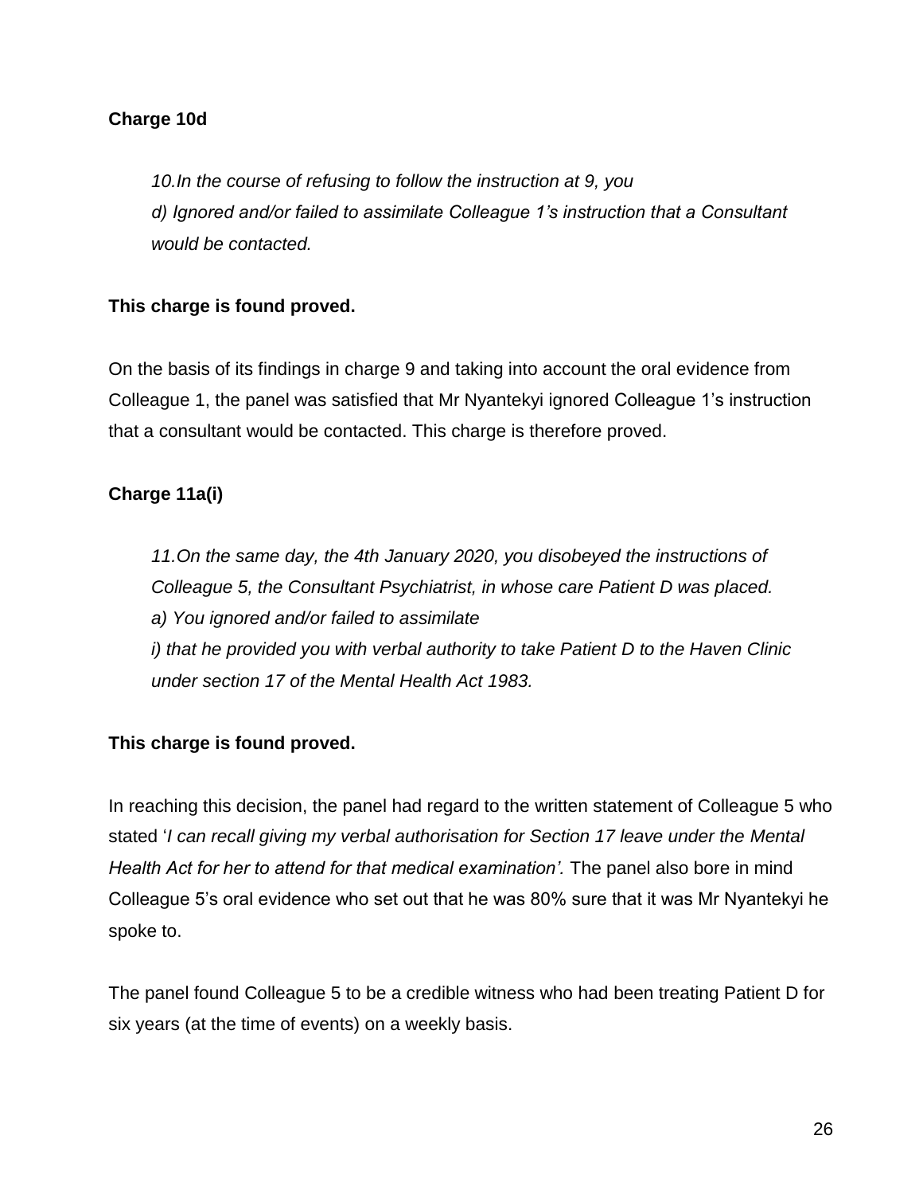**Charge 10d**

> *10.In the course of refusing to follow the instruction at 9, you*
> *d) Ignored and/or failed to assimilate Colleague 1's instruction that a Consultant would be contacted.*

**This charge is found proved.**

On the basis of its findings in charge 9 and taking into account the oral evidence from Colleague 1, the panel was satisfied that Mr Nyantekyi ignored Colleague 1's instruction that a consultant would be contacted. This charge is therefore proved.

**Charge 11a(i)**

> *11.On the same day, the 4th January 2020, you disobeyed the instructions of Colleague 5, the Consultant Psychiatrist, in whose care Patient D was placed.*
> *a) You ignored and/or failed to assimilate*
> *i) that he provided you with verbal authority to take Patient D to the Haven Clinic under section 17 of the Mental Health Act 1983.*

**This charge is found proved.**

In reaching this decision, the panel had regard to the written statement of Colleague 5 who stated '*I can recall giving my verbal authorisation for Section 17 leave under the Mental Health Act for her to attend for that medical examination'.* The panel also bore in mind Colleague 5's oral evidence who set out that he was 80% sure that it was Mr Nyantekyi he spoke to.

The panel found Colleague 5 to be a credible witness who had been treating Patient D for six years (at the time of events) on a weekly basis.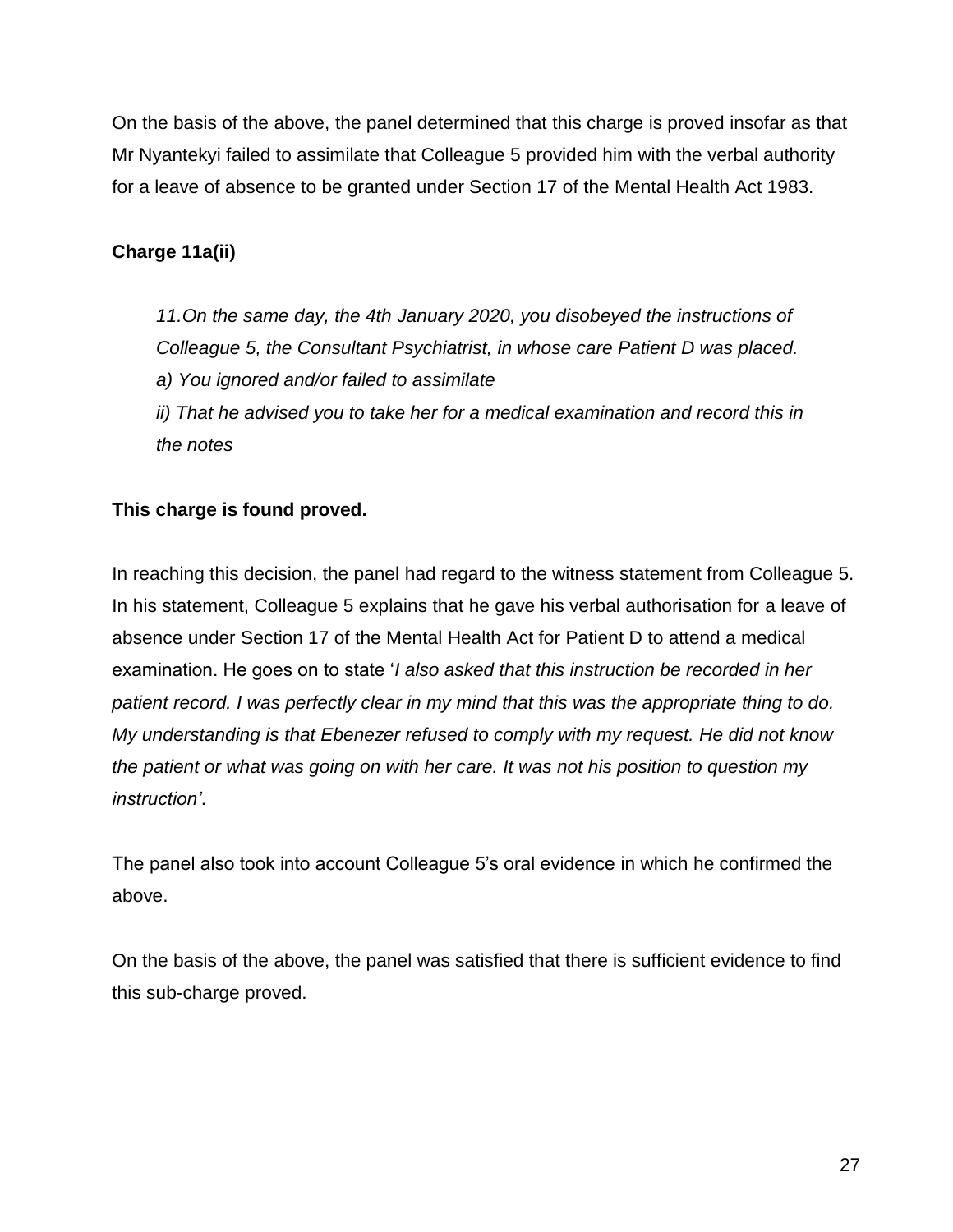On the basis of the above, the panel determined that this charge is proved insofar as that Mr Nyantekyi failed to assimilate that Colleague 5 provided him with the verbal authority for a leave of absence to be granted under Section 17 of the Mental Health Act 1983.

**Charge 11a(ii)**

> *11.On the same day, the 4th January 2020, you disobeyed the instructions of Colleague 5, the Consultant Psychiatrist, in whose care Patient D was placed.*
> *a) You ignored and/or failed to assimilate*
> *ii) That he advised you to take her for a medical examination and record this in the notes*

**This charge is found proved.**

In reaching this decision, the panel had regard to the witness statement from Colleague 5. In his statement, Colleague 5 explains that he gave his verbal authorisation for a leave of absence under Section 17 of the Mental Health Act for Patient D to attend a medical examination. He goes on to state '*I also asked that this instruction be recorded in her patient record. I was perfectly clear in my mind that this was the appropriate thing to do. My understanding is that Ebenezer refused to comply with my request. He did not know the patient or what was going on with her care. It was not his position to question my instruction'*.

The panel also took into account Colleague 5's oral evidence in which he confirmed the above.

On the basis of the above, the panel was satisfied that there is sufficient evidence to find this sub-charge proved.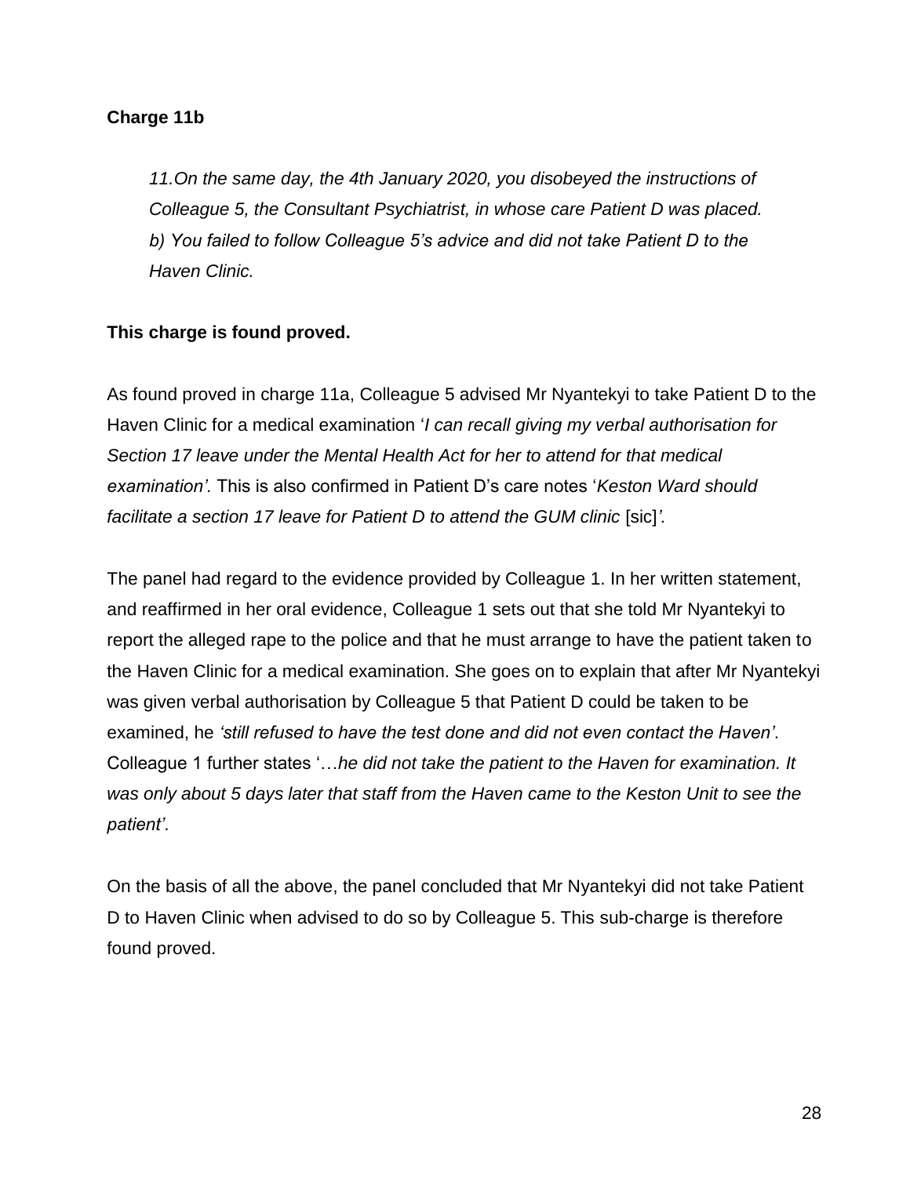**Charge 11b**

> *11.On the same day, the 4th January 2020, you disobeyed the instructions of Colleague 5, the Consultant Psychiatrist, in whose care Patient D was placed.*
> *b) You failed to follow Colleague 5's advice and did not take Patient D to the Haven Clinic.*

**This charge is found proved.**

As found proved in charge 11a, Colleague 5 advised Mr Nyantekyi to take Patient D to the Haven Clinic for a medical examination '*I can recall giving my verbal authorisation for Section 17 leave under the Mental Health Act for her to attend for that medical examination'.* This is also confirmed in Patient D's care notes '*Keston Ward should facilitate a section 17 leave for Patient D to attend the GUM clinic* [sic]*'.*

The panel had regard to the evidence provided by Colleague 1. In her written statement, and reaffirmed in her oral evidence, Colleague 1 sets out that she told Mr Nyantekyi to report the alleged rape to the police and that he must arrange to have the patient taken to the Haven Clinic for a medical examination. She goes on to explain that after Mr Nyantekyi was given verbal authorisation by Colleague 5 that Patient D could be taken to be examined, he *'still refused to have the test done and did not even contact the Haven'*. Colleague 1 further states '…*he did not take the patient to the Haven for examination. It was only about 5 days later that staff from the Haven came to the Keston Unit to see the patient'*.

On the basis of all the above, the panel concluded that Mr Nyantekyi did not take Patient D to Haven Clinic when advised to do so by Colleague 5. This sub-charge is therefore found proved.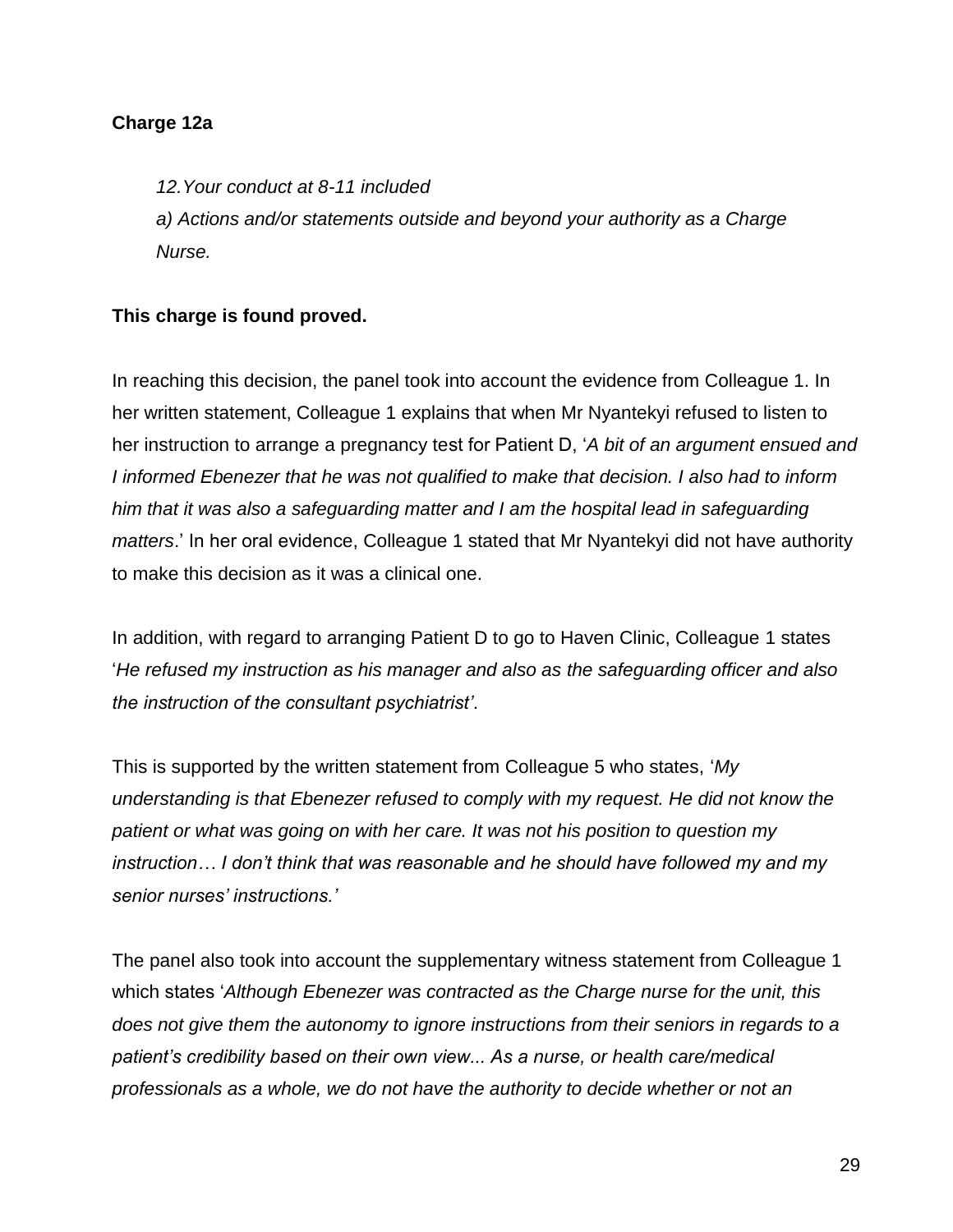**Charge 12a**

> *12.Your conduct at 8-11 included*
> *a) Actions and/or statements outside and beyond your authority as a Charge Nurse.*

**This charge is found proved.**

In reaching this decision, the panel took into account the evidence from Colleague 1. In her written statement, Colleague 1 explains that when Mr Nyantekyi refused to listen to her instruction to arrange a pregnancy test for Patient D, '*A bit of an argument ensued and I informed Ebenezer that he was not qualified to make that decision. I also had to inform him that it was also a safeguarding matter and I am the hospital lead in safeguarding matters*.' In her oral evidence, Colleague 1 stated that Mr Nyantekyi did not have authority to make this decision as it was a clinical one.

In addition, with regard to arranging Patient D to go to Haven Clinic, Colleague 1 states '*He refused my instruction as his manager and also as the safeguarding officer and also the instruction of the consultant psychiatrist'*.

This is supported by the written statement from Colleague 5 who states, '*My understanding is that Ebenezer refused to comply with my request. He did not know the patient or what was going on with her care. It was not his position to question my instruction… I don't think that was reasonable and he should have followed my and my senior nurses' instructions.'*

The panel also took into account the supplementary witness statement from Colleague 1 which states '*Although Ebenezer was contracted as the Charge nurse for the unit, this does not give them the autonomy to ignore instructions from their seniors in regards to a patient's credibility based on their own view... As a nurse, or health care/medical professionals as a whole, we do not have the authority to decide whether or not an*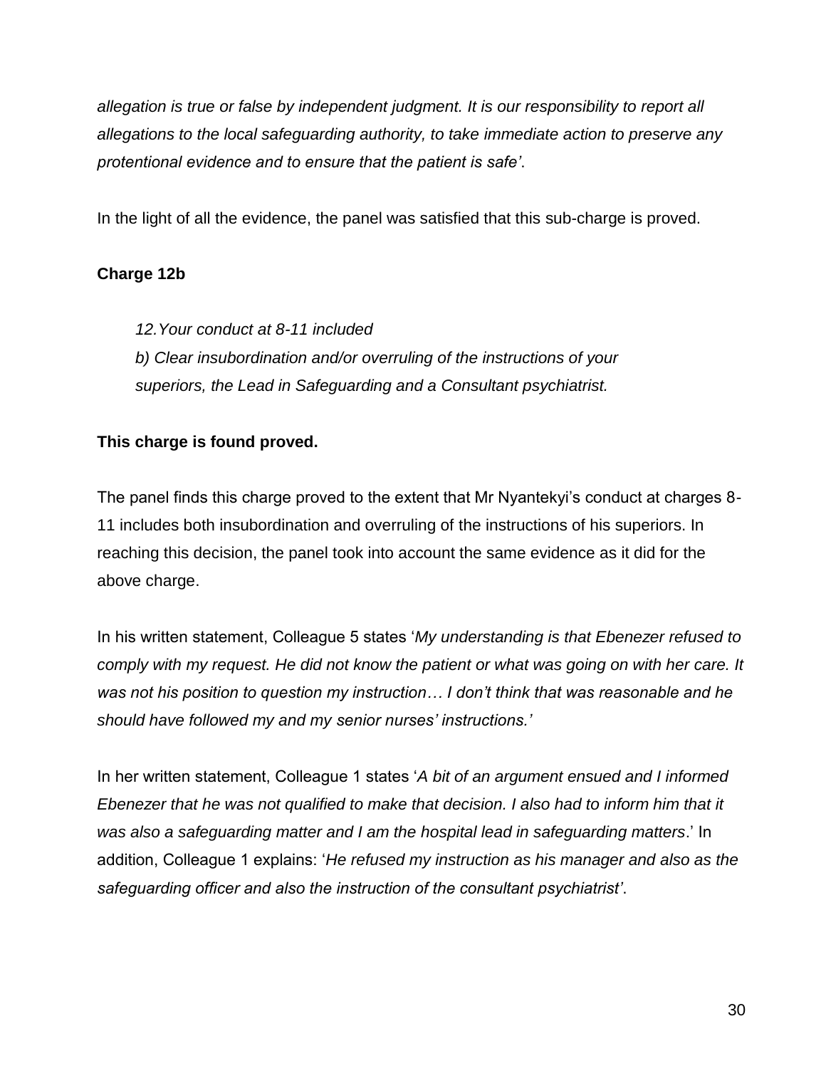*allegation is true or false by independent judgment. It is our responsibility to report all allegations to the local safeguarding authority, to take immediate action to preserve any protentional evidence and to ensure that the patient is safe'*.

In the light of all the evidence, the panel was satisfied that this sub-charge is proved.

**Charge 12b**

> *12.Your conduct at 8-11 included*
> *b) Clear insubordination and/or overruling of the instructions of your superiors, the Lead in Safeguarding and a Consultant psychiatrist.*

**This charge is found proved.**

The panel finds this charge proved to the extent that Mr Nyantekyi's conduct at charges 8-11 includes both insubordination and overruling of the instructions of his superiors. In reaching this decision, the panel took into account the same evidence as it did for the above charge.

In his written statement, Colleague 5 states '*My understanding is that Ebenezer refused to comply with my request. He did not know the patient or what was going on with her care. It was not his position to question my instruction… I don't think that was reasonable and he should have followed my and my senior nurses' instructions.'*

In her written statement, Colleague 1 states '*A bit of an argument ensued and I informed Ebenezer that he was not qualified to make that decision. I also had to inform him that it was also a safeguarding matter and I am the hospital lead in safeguarding matters*.' In addition, Colleague 1 explains: '*He refused my instruction as his manager and also as the safeguarding officer and also the instruction of the consultant psychiatrist'*.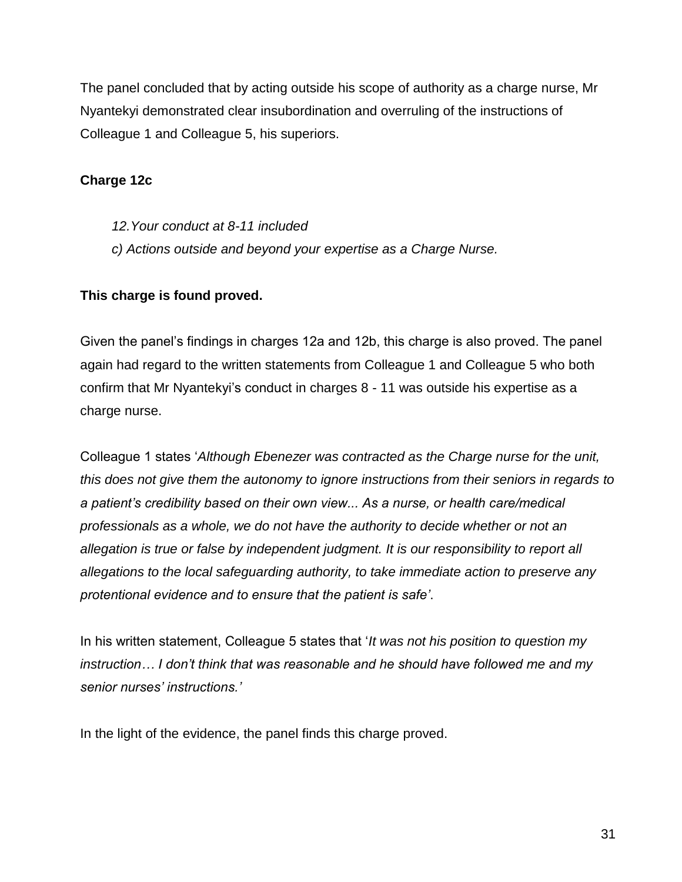The panel concluded that by acting outside his scope of authority as a charge nurse, Mr Nyantekyi demonstrated clear insubordination and overruling of the instructions of Colleague 1 and Colleague 5, his superiors.

**Charge 12c**

> *12.Your conduct at 8-11 included*
>
> *c) Actions outside and beyond your expertise as a Charge Nurse.*

**This charge is found proved.**

Given the panel's findings in charges 12a and 12b, this charge is also proved. The panel again had regard to the written statements from Colleague 1 and Colleague 5 who both confirm that Mr Nyantekyi's conduct in charges 8 - 11 was outside his expertise as a charge nurse.

Colleague 1 states '*Although Ebenezer was contracted as the Charge nurse for the unit, this does not give them the autonomy to ignore instructions from their seniors in regards to a patient's credibility based on their own view... As a nurse, or health care/medical professionals as a whole, we do not have the authority to decide whether or not an allegation is true or false by independent judgment. It is our responsibility to report all allegations to the local safeguarding authority, to take immediate action to preserve any protentional evidence and to ensure that the patient is safe'*.

In his written statement, Colleague 5 states that '*It was not his position to question my instruction… I don't think that was reasonable and he should have followed me and my senior nurses' instructions.'*

In the light of the evidence, the panel finds this charge proved.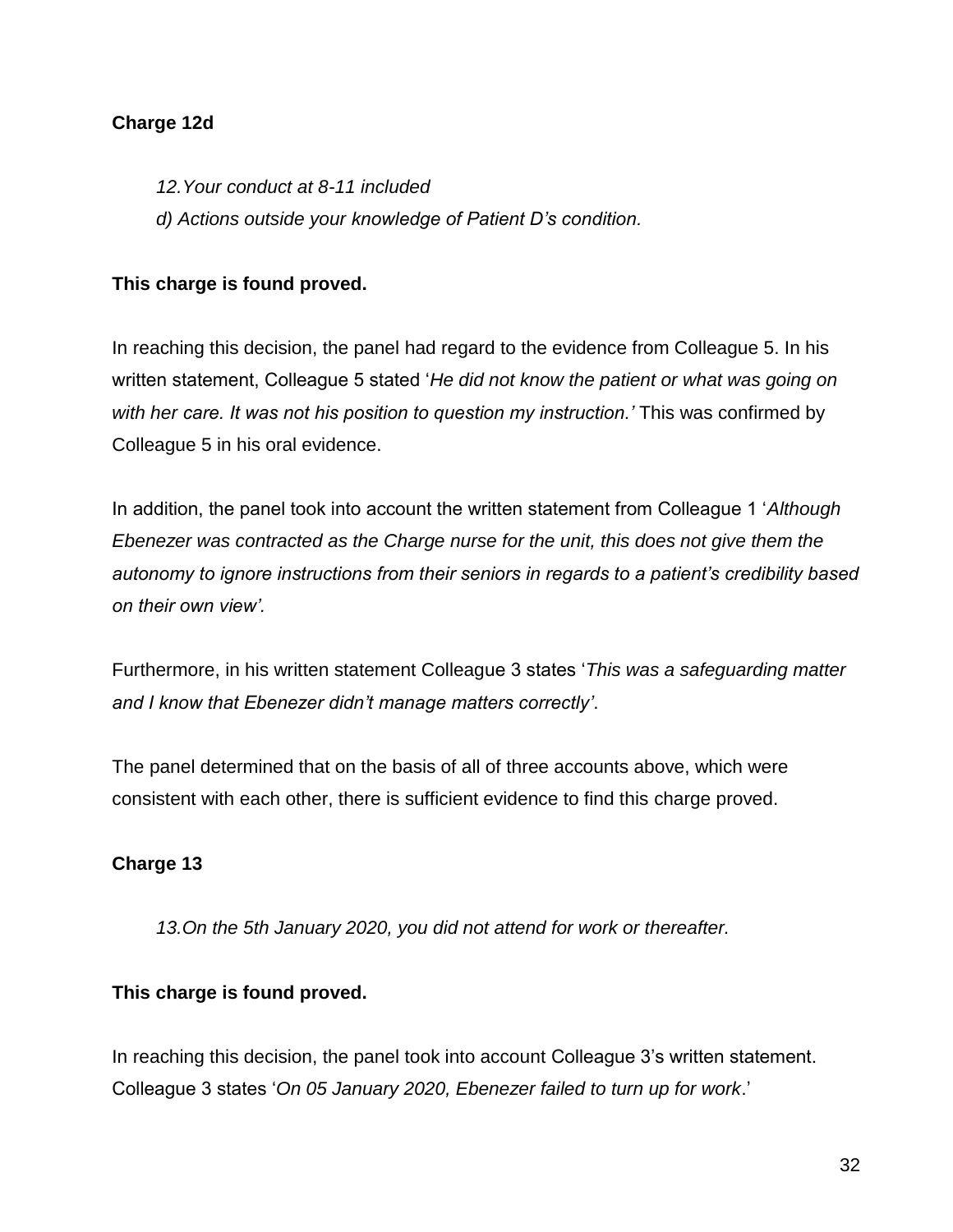**Charge 12d**

*12.Your conduct at 8-11 included*

*d) Actions outside your knowledge of Patient D's condition.*

**This charge is found proved.**

In reaching this decision, the panel had regard to the evidence from Colleague 5. In his written statement, Colleague 5 stated '*He did not know the patient or what was going on with her care. It was not his position to question my instruction.'* This was confirmed by Colleague 5 in his oral evidence.

In addition, the panel took into account the written statement from Colleague 1 '*Although Ebenezer was contracted as the Charge nurse for the unit, this does not give them the autonomy to ignore instructions from their seniors in regards to a patient's credibility based on their own view'.*

Furthermore, in his written statement Colleague 3 states '*This was a safeguarding matter and I know that Ebenezer didn't manage matters correctly'*.

The panel determined that on the basis of all of three accounts above, which were consistent with each other, there is sufficient evidence to find this charge proved.

**Charge 13**

*13.On the 5th January 2020, you did not attend for work or thereafter.*

**This charge is found proved.**

In reaching this decision, the panel took into account Colleague 3's written statement. Colleague 3 states '*On 05 January 2020, Ebenezer failed to turn up for work*.'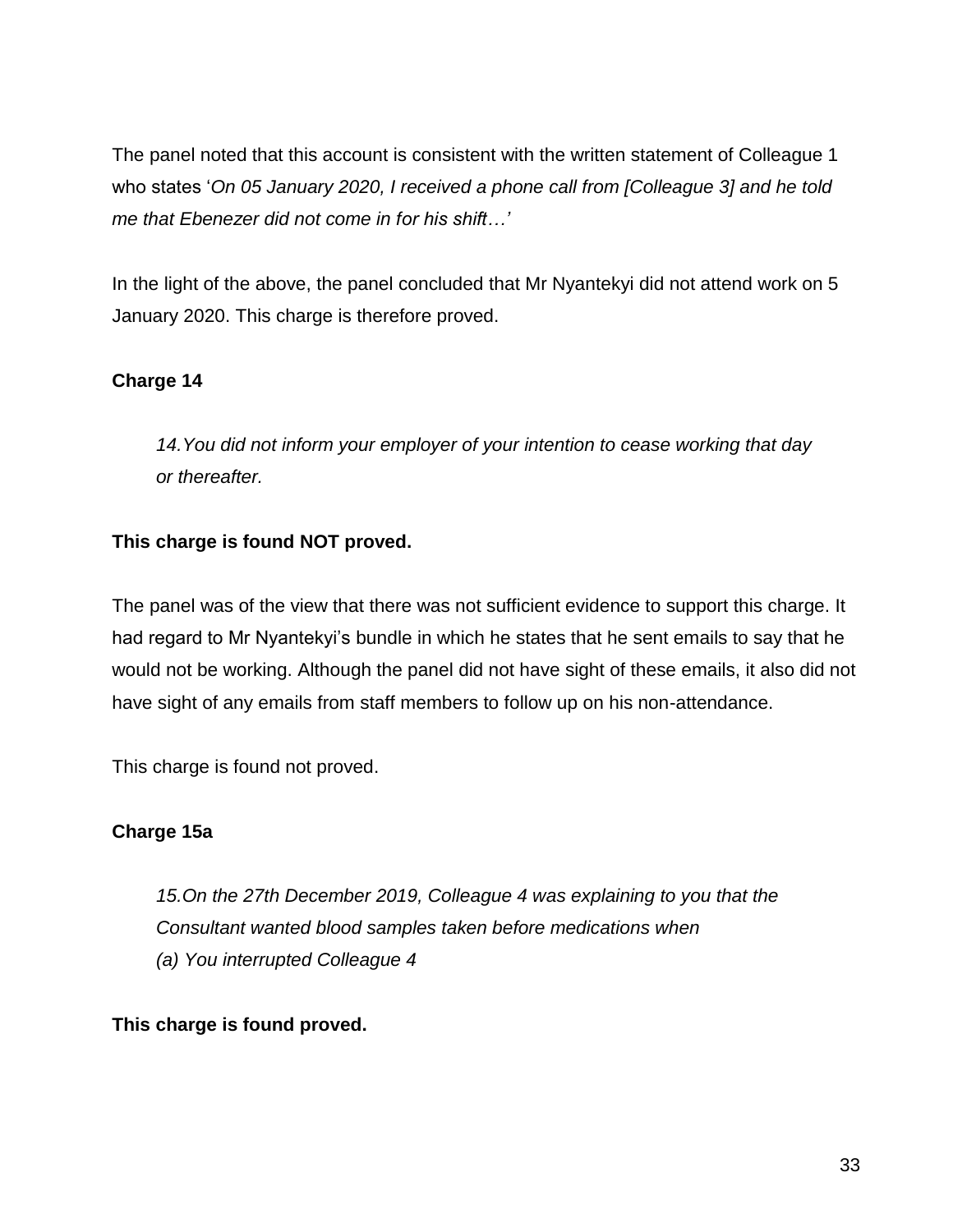The panel noted that this account is consistent with the written statement of Colleague 1 who states '*On 05 January 2020, I received a phone call from [Colleague 3] and he told me that Ebenezer did not come in for his shift…'*

In the light of the above, the panel concluded that Mr Nyantekyi did not attend work on 5 January 2020. This charge is therefore proved.

**Charge 14**

> *14.You did not inform your employer of your intention to cease working that day or thereafter.*

**This charge is found NOT proved.**

The panel was of the view that there was not sufficient evidence to support this charge. It had regard to Mr Nyantekyi's bundle in which he states that he sent emails to say that he would not be working. Although the panel did not have sight of these emails, it also did not have sight of any emails from staff members to follow up on his non-attendance.

This charge is found not proved.

**Charge 15a**

> *15.On the 27th December 2019, Colleague 4 was explaining to you that the Consultant wanted blood samples taken before medications when*
> *(a) You interrupted Colleague 4*

**This charge is found proved.**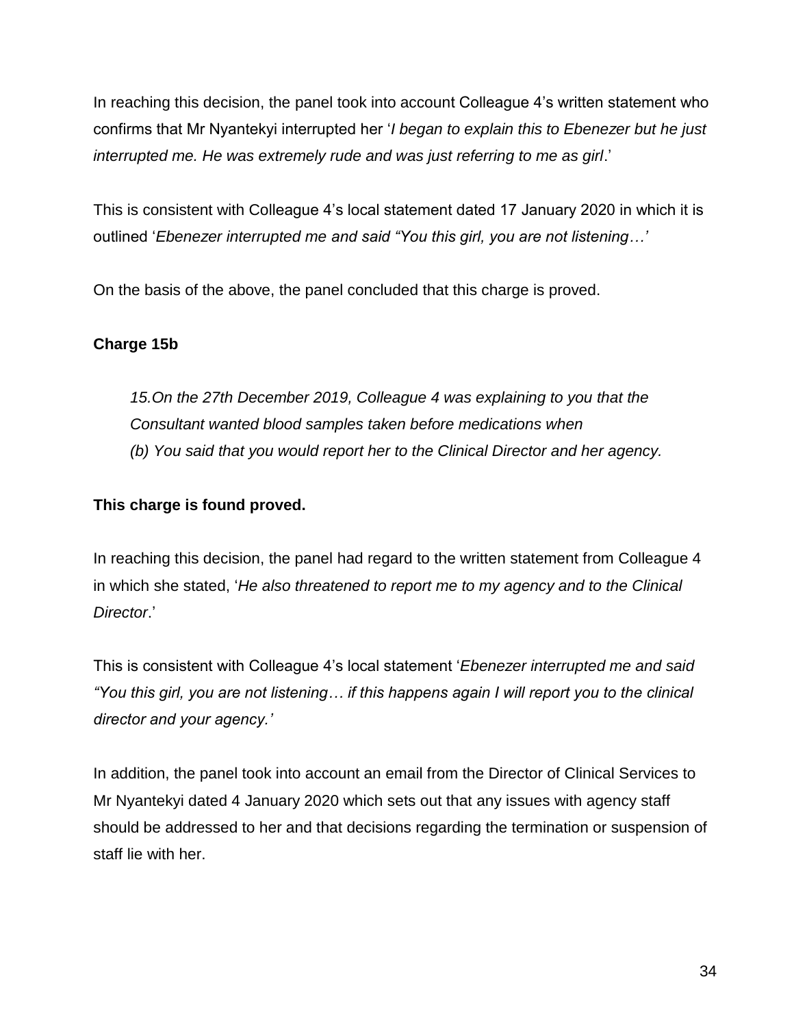In reaching this decision, the panel took into account Colleague 4's written statement who confirms that Mr Nyantekyi interrupted her '*I began to explain this to Ebenezer but he just interrupted me. He was extremely rude and was just referring to me as girl*.'

This is consistent with Colleague 4's local statement dated 17 January 2020 in which it is outlined '*Ebenezer interrupted me and said "You this girl, you are not listening…'*

On the basis of the above, the panel concluded that this charge is proved.

**Charge 15b**

> *15.On the 27th December 2019, Colleague 4 was explaining to you that the Consultant wanted blood samples taken before medications when*
> *(b) You said that you would report her to the Clinical Director and her agency.*

**This charge is found proved.**

In reaching this decision, the panel had regard to the written statement from Colleague 4 in which she stated, '*He also threatened to report me to my agency and to the Clinical Director*.'

This is consistent with Colleague 4's local statement '*Ebenezer interrupted me and said "You this girl, you are not listening… if this happens again I will report you to the clinical director and your agency.'*

In addition, the panel took into account an email from the Director of Clinical Services to Mr Nyantekyi dated 4 January 2020 which sets out that any issues with agency staff should be addressed to her and that decisions regarding the termination or suspension of staff lie with her.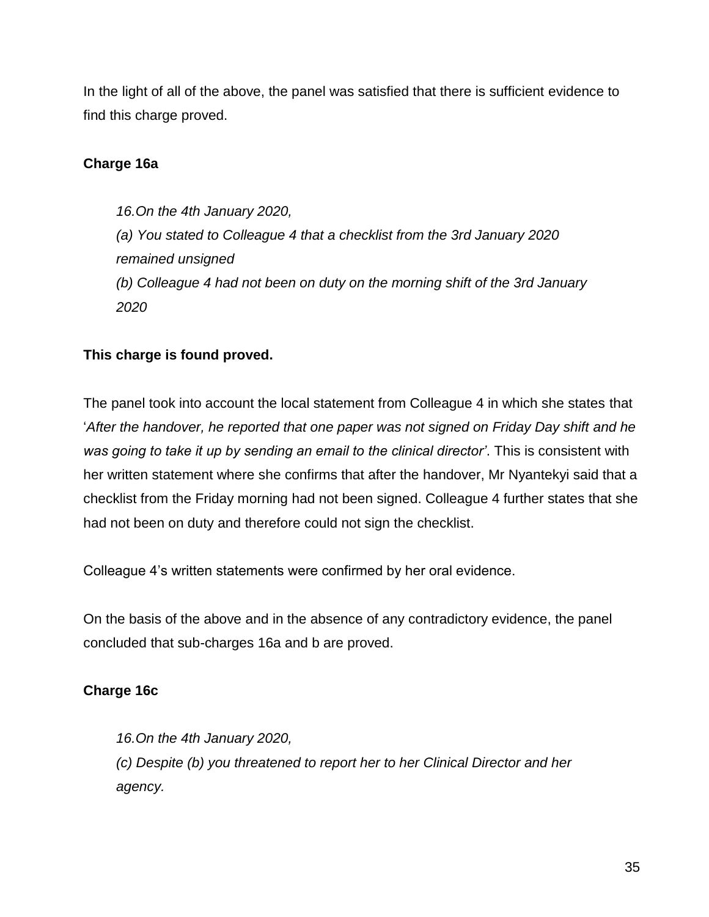In the light of all of the above, the panel was satisfied that there is sufficient evidence to find this charge proved.

**Charge 16a**

> *16.On the 4th January 2020,*
> *(a) You stated to Colleague 4 that a checklist from the 3rd January 2020 remained unsigned*
> *(b) Colleague 4 had not been on duty on the morning shift of the 3rd January 2020*

**This charge is found proved.**

The panel took into account the local statement from Colleague 4 in which she states that '*After the handover, he reported that one paper was not signed on Friday Day shift and he was going to take it up by sending an email to the clinical director'*. This is consistent with her written statement where she confirms that after the handover, Mr Nyantekyi said that a checklist from the Friday morning had not been signed. Colleague 4 further states that she had not been on duty and therefore could not sign the checklist.

Colleague 4's written statements were confirmed by her oral evidence.

On the basis of the above and in the absence of any contradictory evidence, the panel concluded that sub-charges 16a and b are proved.

**Charge 16c**

> *16.On the 4th January 2020,*
> *(c) Despite (b) you threatened to report her to her Clinical Director and her agency.*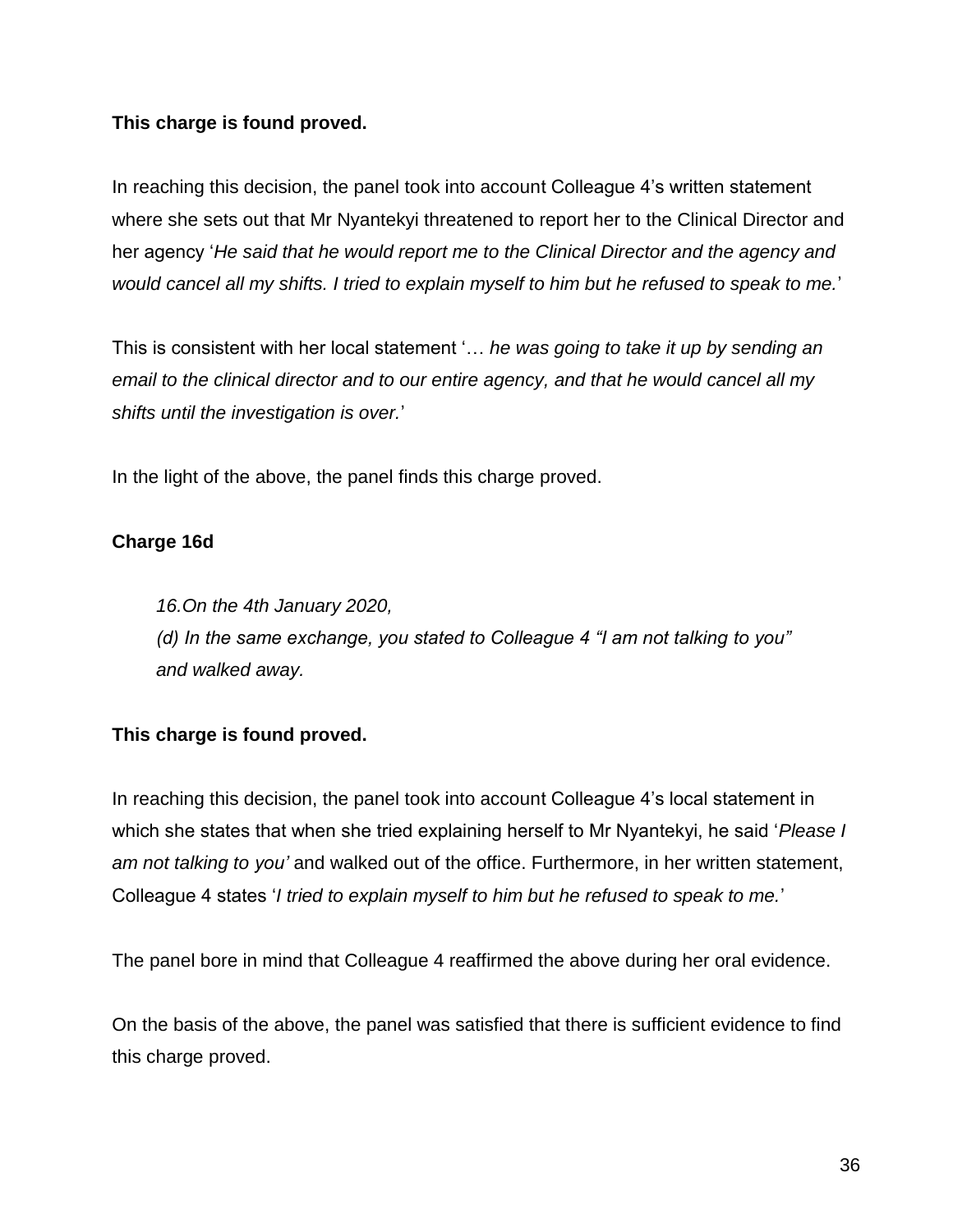**This charge is found proved.**

In reaching this decision, the panel took into account Colleague 4's written statement where she sets out that Mr Nyantekyi threatened to report her to the Clinical Director and her agency '*He said that he would report me to the Clinical Director and the agency and would cancel all my shifts. I tried to explain myself to him but he refused to speak to me.*'

This is consistent with her local statement '… *he was going to take it up by sending an email to the clinical director and to our entire agency, and that he would cancel all my shifts until the investigation is over.*'

In the light of the above, the panel finds this charge proved.

**Charge 16d**

> *16.On the 4th January 2020,*
> *(d) In the same exchange, you stated to Colleague 4 "I am not talking to you" and walked away.*

**This charge is found proved.**

In reaching this decision, the panel took into account Colleague 4's local statement in which she states that when she tried explaining herself to Mr Nyantekyi, he said '*Please I am not talking to you'* and walked out of the office. Furthermore, in her written statement, Colleague 4 states '*I tried to explain myself to him but he refused to speak to me.*'

The panel bore in mind that Colleague 4 reaffirmed the above during her oral evidence.

On the basis of the above, the panel was satisfied that there is sufficient evidence to find this charge proved.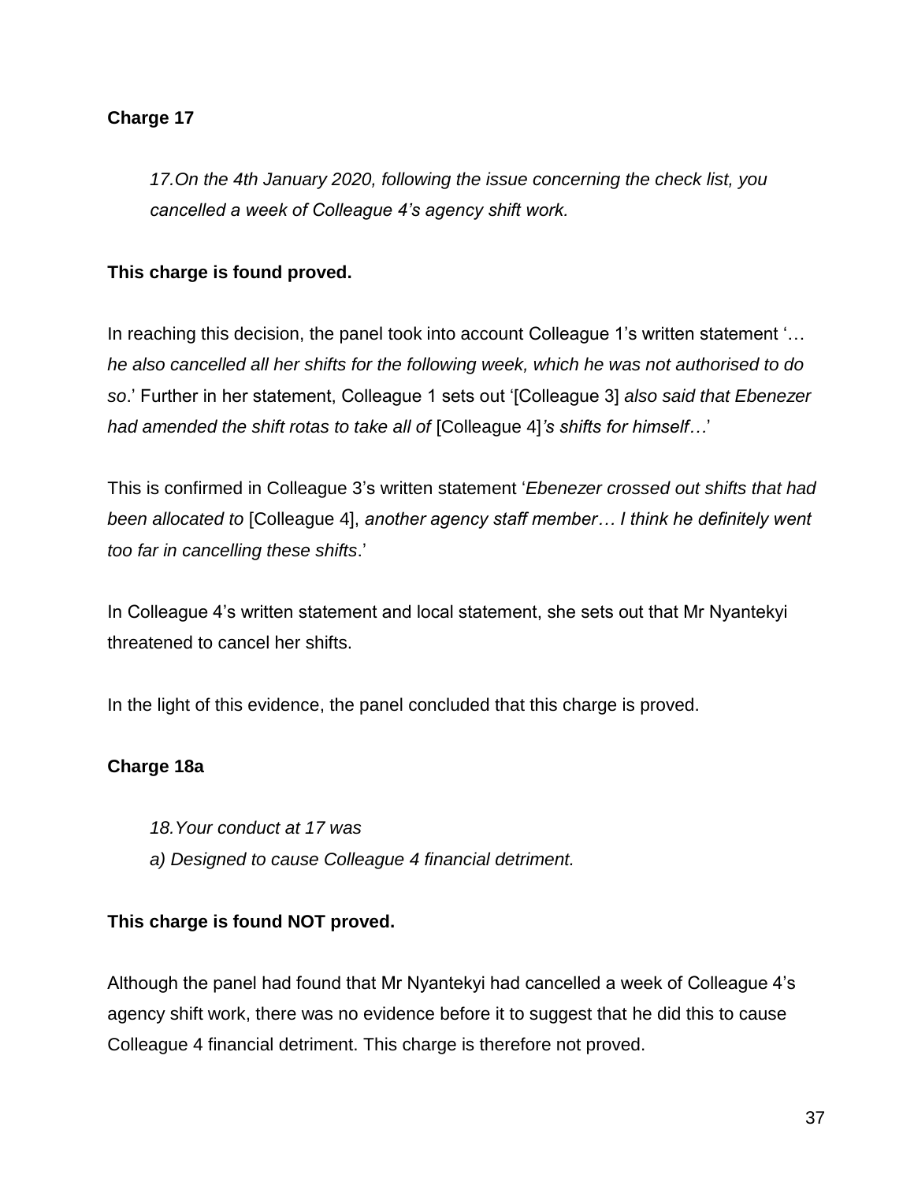**Charge 17**

> *17.On the 4th January 2020, following the issue concerning the check list, you cancelled a week of Colleague 4's agency shift work.*

**This charge is found proved.**

In reaching this decision, the panel took into account Colleague 1's written statement '*… he also cancelled all her shifts for the following week, which he was not authorised to do so*.' Further in her statement, Colleague 1 sets out '[Colleague 3] *also said that Ebenezer had amended the shift rotas to take all of* [Colleague 4]*'s shifts for himself…*'

This is confirmed in Colleague 3's written statement '*Ebenezer crossed out shifts that had been allocated to* [Colleague 4], *another agency staff member… I think he definitely went too far in cancelling these shifts*.'

In Colleague 4's written statement and local statement, she sets out that Mr Nyantekyi threatened to cancel her shifts.

In the light of this evidence, the panel concluded that this charge is proved.

**Charge 18a**

> *18.Your conduct at 17 was*
> *a) Designed to cause Colleague 4 financial detriment.*

**This charge is found NOT proved.**

Although the panel had found that Mr Nyantekyi had cancelled a week of Colleague 4's agency shift work, there was no evidence before it to suggest that he did this to cause Colleague 4 financial detriment. This charge is therefore not proved.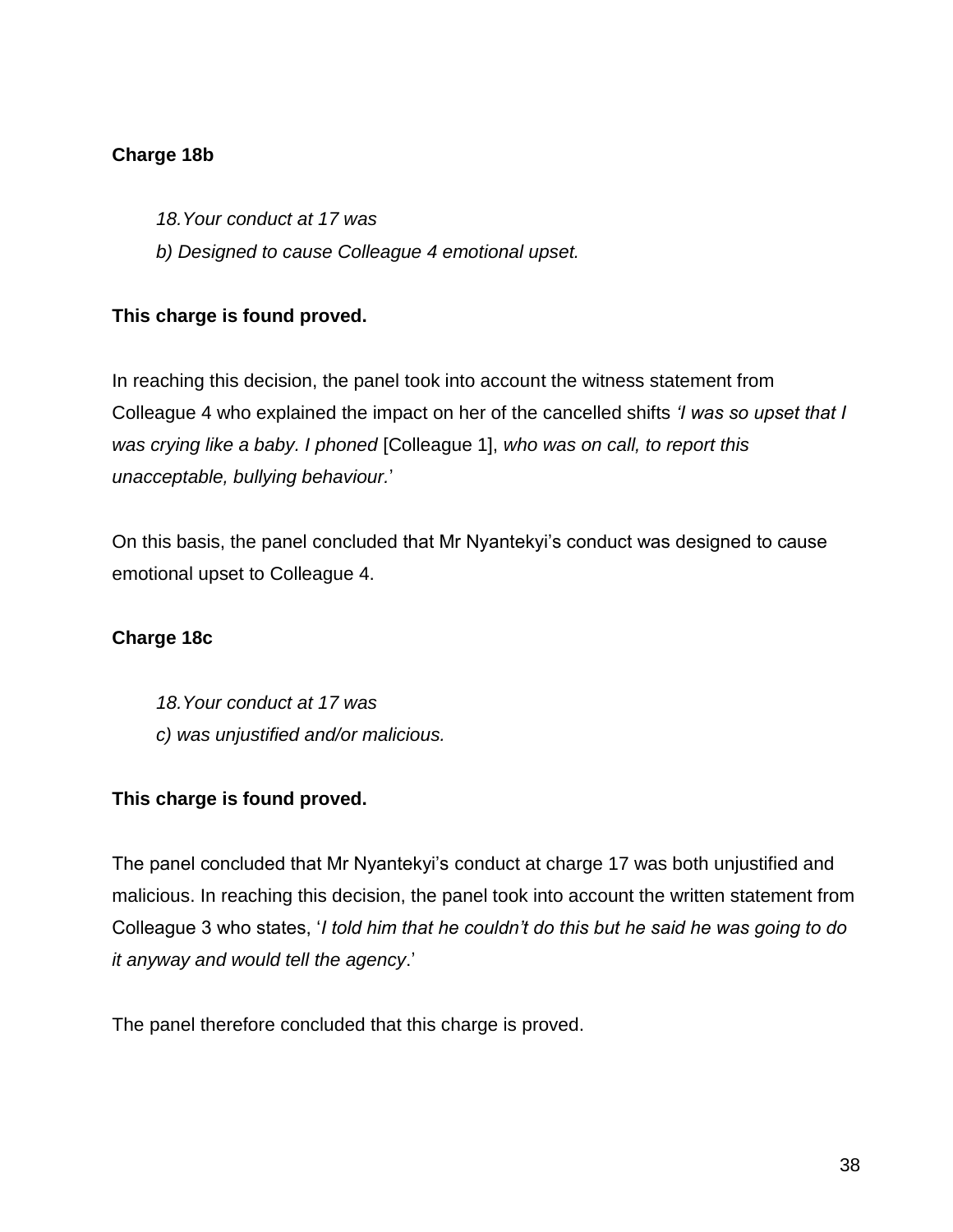**Charge 18b**

*18.Your conduct at 17 was*

*b) Designed to cause Colleague 4 emotional upset.*

**This charge is found proved.**

In reaching this decision, the panel took into account the witness statement from Colleague 4 who explained the impact on her of the cancelled shifts *'I was so upset that I was crying like a baby. I phoned* [Colleague 1], *who was on call, to report this unacceptable, bullying behaviour.*'

On this basis, the panel concluded that Mr Nyantekyi's conduct was designed to cause emotional upset to Colleague 4.

**Charge 18c**

*18.Your conduct at 17 was*

*c) was unjustified and/or malicious.*

**This charge is found proved.**

The panel concluded that Mr Nyantekyi's conduct at charge 17 was both unjustified and malicious. In reaching this decision, the panel took into account the written statement from Colleague 3 who states, '*I told him that he couldn't do this but he said he was going to do it anyway and would tell the agency*.'

The panel therefore concluded that this charge is proved.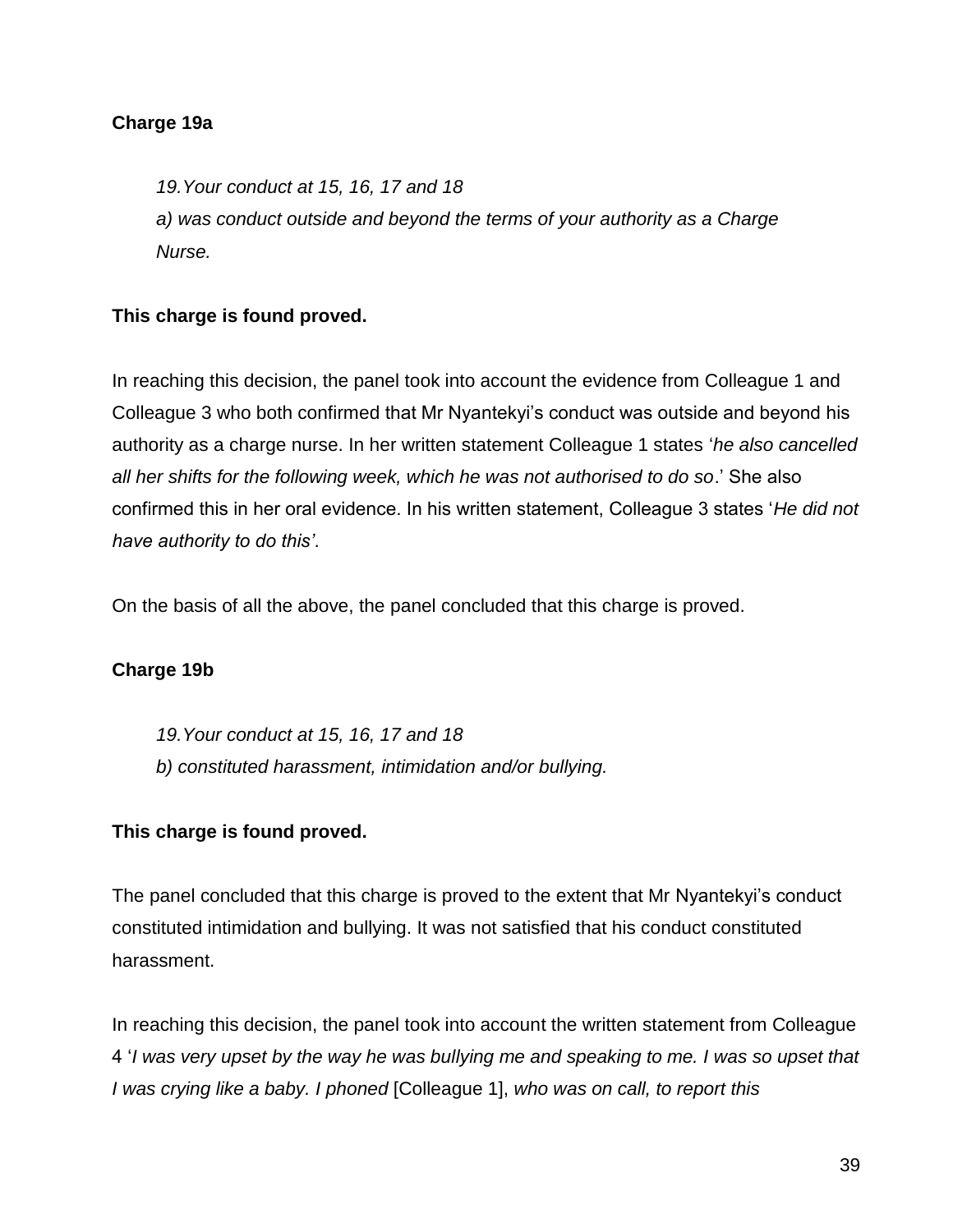**Charge 19a**

> *19.Your conduct at 15, 16, 17 and 18*
> *a) was conduct outside and beyond the terms of your authority as a Charge Nurse.*

**This charge is found proved.**

In reaching this decision, the panel took into account the evidence from Colleague 1 and Colleague 3 who both confirmed that Mr Nyantekyi's conduct was outside and beyond his authority as a charge nurse. In her written statement Colleague 1 states '*he also cancelled all her shifts for the following week, which he was not authorised to do so*.' She also confirmed this in her oral evidence. In his written statement, Colleague 3 states '*He did not have authority to do this'*.

On the basis of all the above, the panel concluded that this charge is proved.

**Charge 19b**

> *19.Your conduct at 15, 16, 17 and 18*
> *b) constituted harassment, intimidation and/or bullying.*

**This charge is found proved.**

The panel concluded that this charge is proved to the extent that Mr Nyantekyi's conduct constituted intimidation and bullying. It was not satisfied that his conduct constituted harassment.

In reaching this decision, the panel took into account the written statement from Colleague 4 '*I was very upset by the way he was bullying me and speaking to me. I was so upset that I was crying like a baby. I phoned* [Colleague 1], *who was on call, to report this*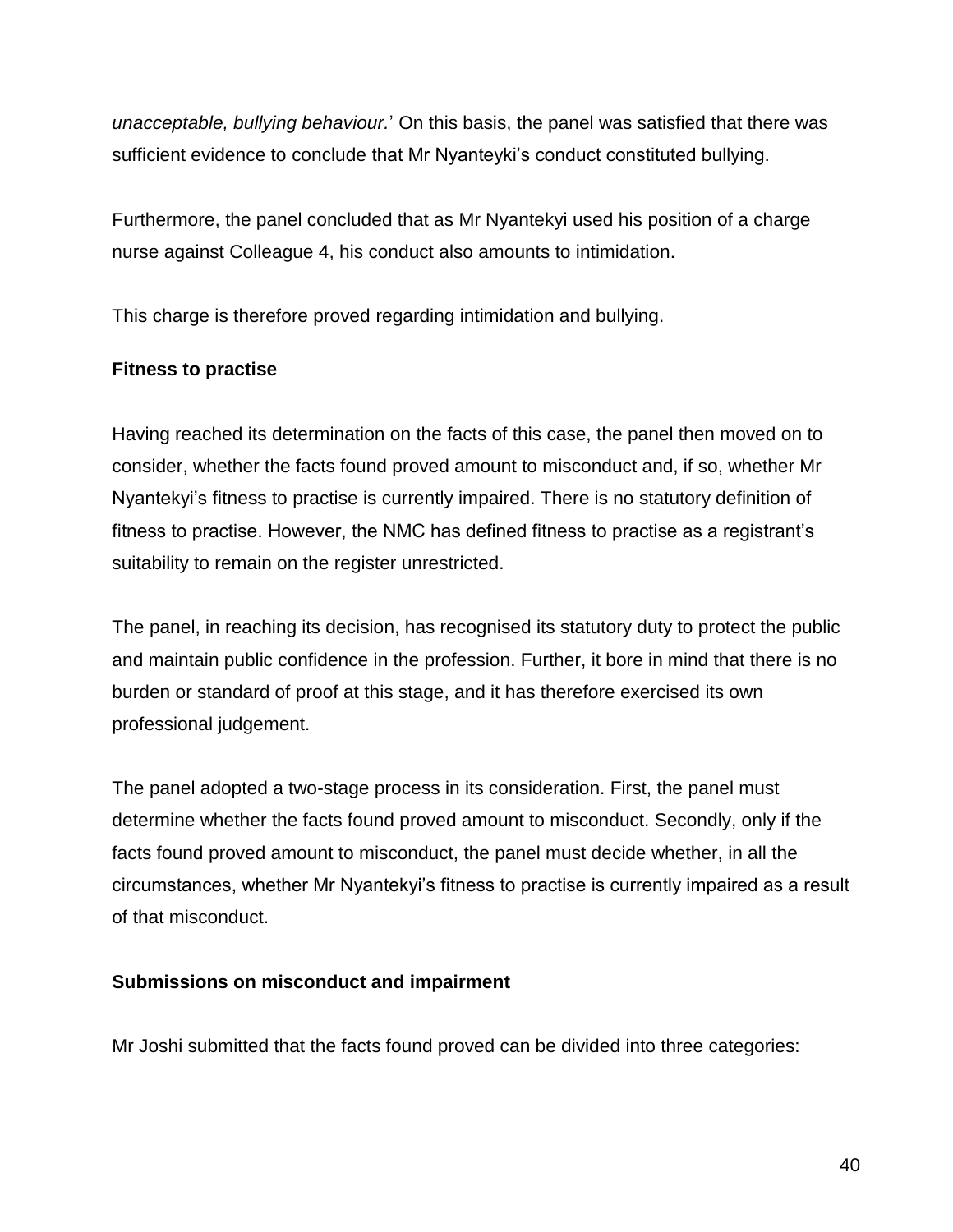*unacceptable, bullying behaviour.*' On this basis, the panel was satisfied that there was sufficient evidence to conclude that Mr Nyanteyki's conduct constituted bullying.

Furthermore, the panel concluded that as Mr Nyantekyi used his position of a charge nurse against Colleague 4, his conduct also amounts to intimidation.

This charge is therefore proved regarding intimidation and bullying.

**Fitness to practise**

Having reached its determination on the facts of this case, the panel then moved on to consider, whether the facts found proved amount to misconduct and, if so, whether Mr Nyantekyi's fitness to practise is currently impaired. There is no statutory definition of fitness to practise. However, the NMC has defined fitness to practise as a registrant's suitability to remain on the register unrestricted.

The panel, in reaching its decision, has recognised its statutory duty to protect the public and maintain public confidence in the profession. Further, it bore in mind that there is no burden or standard of proof at this stage, and it has therefore exercised its own professional judgement.

The panel adopted a two-stage process in its consideration. First, the panel must determine whether the facts found proved amount to misconduct. Secondly, only if the facts found proved amount to misconduct, the panel must decide whether, in all the circumstances, whether Mr Nyantekyi's fitness to practise is currently impaired as a result of that misconduct.

**Submissions on misconduct and impairment**

Mr Joshi submitted that the facts found proved can be divided into three categories: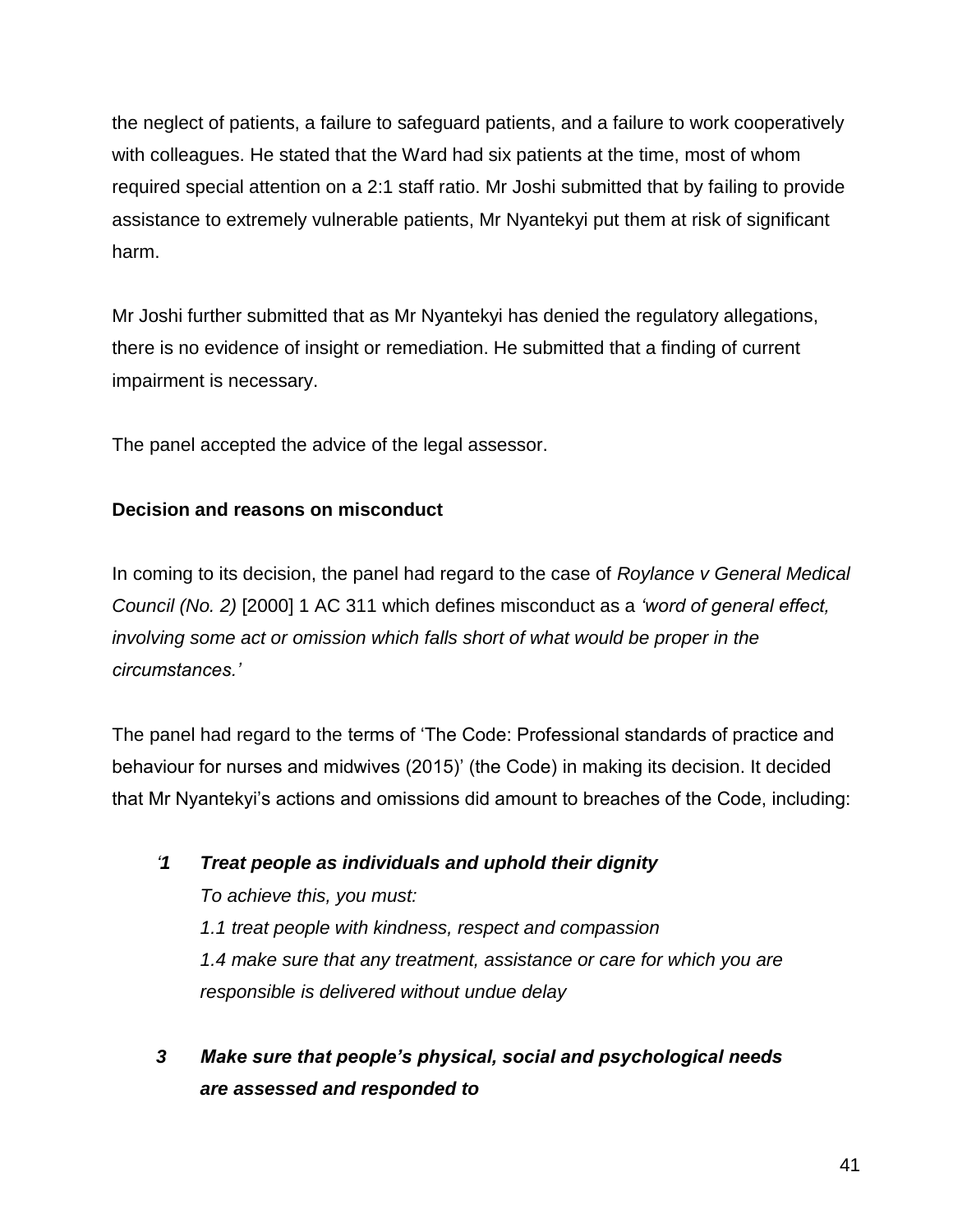the neglect of patients, a failure to safeguard patients, and a failure to work cooperatively with colleagues. He stated that the Ward had six patients at the time, most of whom required special attention on a 2:1 staff ratio. Mr Joshi submitted that by failing to provide assistance to extremely vulnerable patients, Mr Nyantekyi put them at risk of significant harm.

Mr Joshi further submitted that as Mr Nyantekyi has denied the regulatory allegations, there is no evidence of insight or remediation. He submitted that a finding of current impairment is necessary.

The panel accepted the advice of the legal assessor.

**Decision and reasons on misconduct**

In coming to its decision, the panel had regard to the case of *Roylance v General Medical Council (No. 2)* [2000] 1 AC 311 which defines misconduct as a *'word of general effect, involving some act or omission which falls short of what would be proper in the circumstances.'*

The panel had regard to the terms of 'The Code: Professional standards of practice and behaviour for nurses and midwives (2015)' (the Code) in making its decision. It decided that Mr Nyantekyi's actions and omissions did amount to breaches of the Code, including:

*'**1 Treat people as individuals and uphold their dignity***
*To achieve this, you must:*
*1.1 treat people with kindness, respect and compassion*
*1.4 make sure that any treatment, assistance or care for which you are responsible is delivered without undue delay*

***3 Make sure that people's physical, social and psychological needs are assessed and responded to***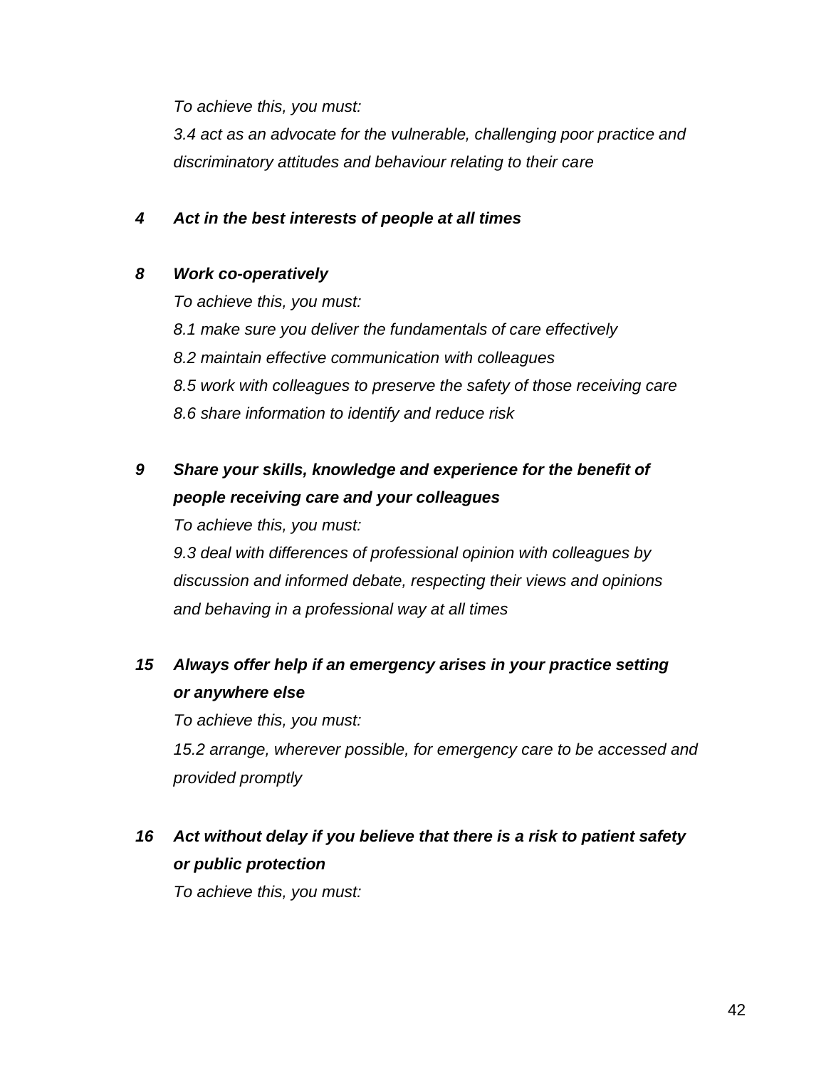*To achieve this, you must:*

*3.4 act as an advocate for the vulnerable, challenging poor practice and discriminatory attitudes and behaviour relating to their care*

***4 Act in the best interests of people at all times***

***8 Work co-operatively***

*To achieve this, you must:*

*8.1 make sure you deliver the fundamentals of care effectively*

*8.2 maintain effective communication with colleagues*

*8.5 work with colleagues to preserve the safety of those receiving care*

*8.6 share information to identify and reduce risk*

***9 Share your skills, knowledge and experience for the benefit of people receiving care and your colleagues***

*To achieve this, you must:*

*9.3 deal with differences of professional opinion with colleagues by discussion and informed debate, respecting their views and opinions and behaving in a professional way at all times*

***15 Always offer help if an emergency arises in your practice setting or anywhere else***

*To achieve this, you must:*

*15.2 arrange, wherever possible, for emergency care to be accessed and provided promptly*

***16 Act without delay if you believe that there is a risk to patient safety or public protection***

*To achieve this, you must:*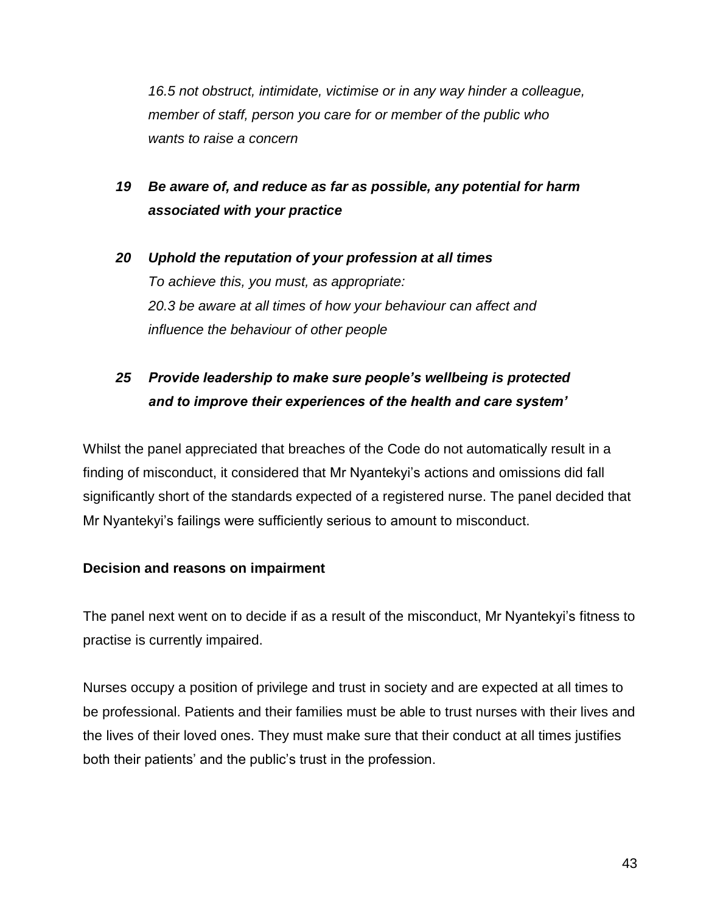*16.5 not obstruct, intimidate, victimise or in any way hinder a colleague, member of staff, person you care for or member of the public who wants to raise a concern*

***19 Be aware of, and reduce as far as possible, any potential for harm associated with your practice***

***20 Uphold the reputation of your profession at all times***
*To achieve this, you must, as appropriate:*
*20.3 be aware at all times of how your behaviour can affect and influence the behaviour of other people*

***25 Provide leadership to make sure people's wellbeing is protected and to improve their experiences of the health and care system'***

Whilst the panel appreciated that breaches of the Code do not automatically result in a finding of misconduct, it considered that Mr Nyantekyi's actions and omissions did fall significantly short of the standards expected of a registered nurse. The panel decided that Mr Nyantekyi's failings were sufficiently serious to amount to misconduct.

**Decision and reasons on impairment**

The panel next went on to decide if as a result of the misconduct, Mr Nyantekyi's fitness to practise is currently impaired.

Nurses occupy a position of privilege and trust in society and are expected at all times to be professional. Patients and their families must be able to trust nurses with their lives and the lives of their loved ones. They must make sure that their conduct at all times justifies both their patients' and the public's trust in the profession.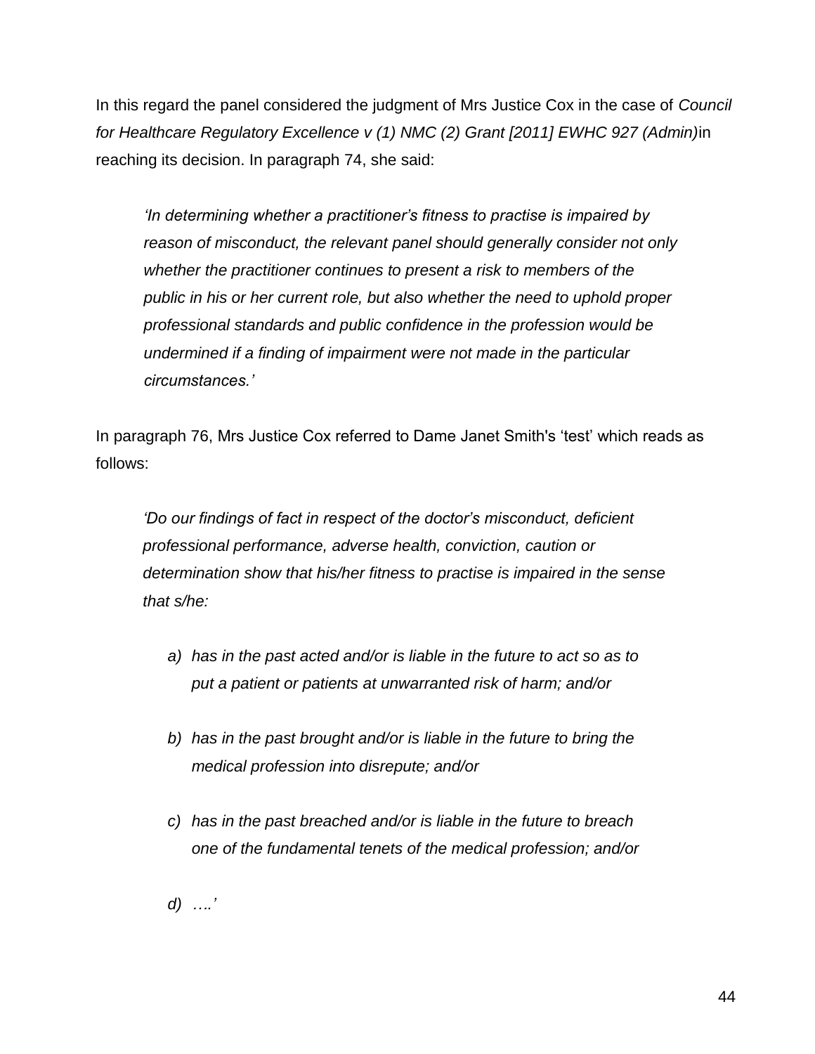In this regard the panel considered the judgment of Mrs Justice Cox in the case of *Council for Healthcare Regulatory Excellence v (1) NMC (2) Grant [2011] EWHC 927 (Admin)*in reaching its decision. In paragraph 74, she said:

> *'In determining whether a practitioner's fitness to practise is impaired by reason of misconduct, the relevant panel should generally consider not only whether the practitioner continues to present a risk to members of the public in his or her current role, but also whether the need to uphold proper professional standards and public confidence in the profession would be undermined if a finding of impairment were not made in the particular circumstances.'*

In paragraph 76, Mrs Justice Cox referred to Dame Janet Smith's 'test' which reads as follows:

> *'Do our findings of fact in respect of the doctor's misconduct, deficient professional performance, adverse health, conviction, caution or determination show that his/her fitness to practise is impaired in the sense that s/he:*
>
> *a) has in the past acted and/or is liable in the future to act so as to put a patient or patients at unwarranted risk of harm; and/or*
>
> *b) has in the past brought and/or is liable in the future to bring the medical profession into disrepute; and/or*
>
> *c) has in the past breached and/or is liable in the future to breach one of the fundamental tenets of the medical profession; and/or*
>
> *d) ….'*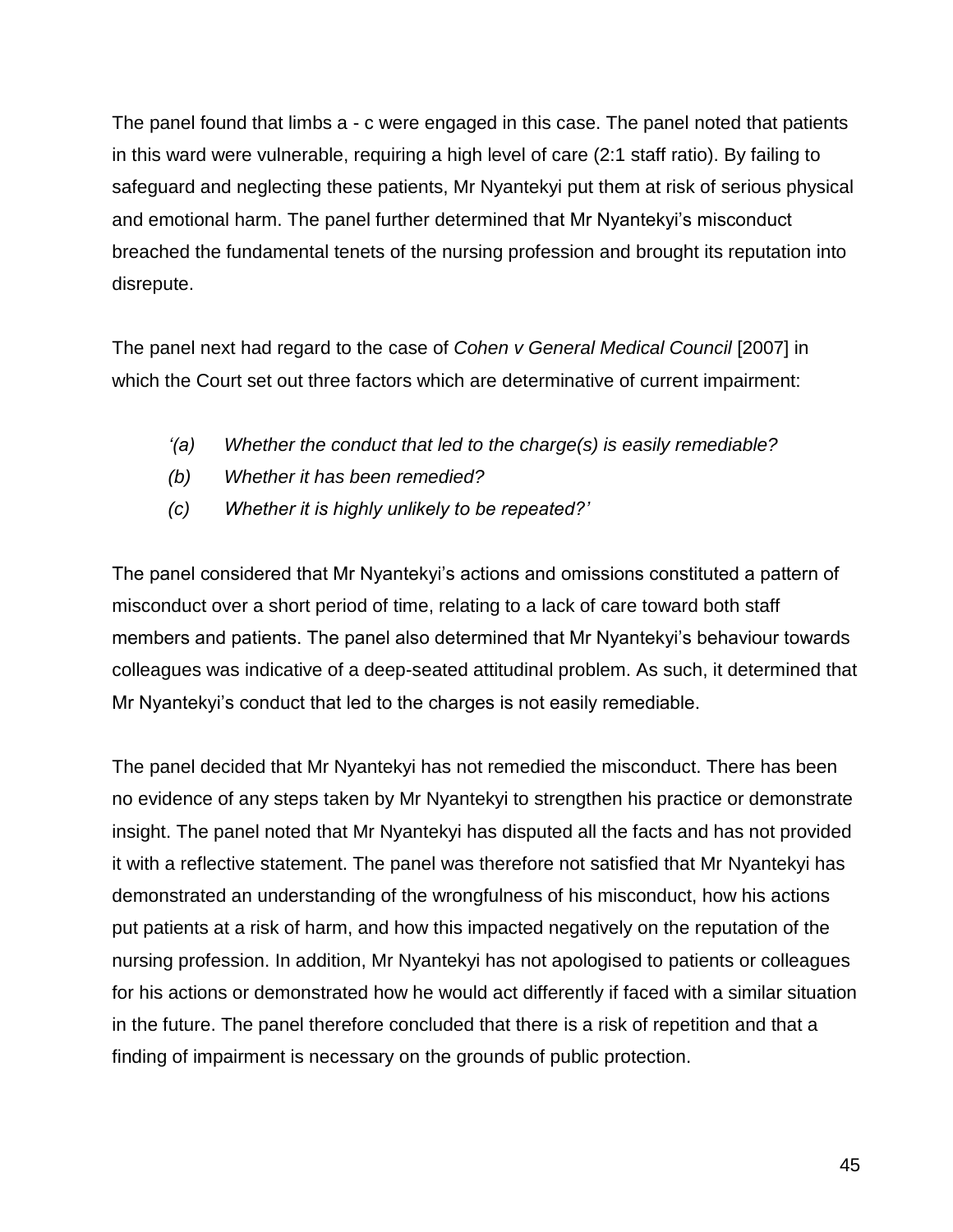The panel found that limbs a - c were engaged in this case. The panel noted that patients in this ward were vulnerable, requiring a high level of care (2:1 staff ratio). By failing to safeguard and neglecting these patients, Mr Nyantekyi put them at risk of serious physical and emotional harm. The panel further determined that Mr Nyantekyi's misconduct breached the fundamental tenets of the nursing profession and brought its reputation into disrepute.

The panel next had regard to the case of *Cohen v General Medical Council* [2007] in which the Court set out three factors which are determinative of current impairment:

> *'(a) Whether the conduct that led to the charge(s) is easily remediable?*
> *(b) Whether it has been remedied?*
> *(c) Whether it is highly unlikely to be repeated?'*

The panel considered that Mr Nyantekyi's actions and omissions constituted a pattern of misconduct over a short period of time, relating to a lack of care toward both staff members and patients. The panel also determined that Mr Nyantekyi's behaviour towards colleagues was indicative of a deep-seated attitudinal problem. As such, it determined that Mr Nyantekyi's conduct that led to the charges is not easily remediable.

The panel decided that Mr Nyantekyi has not remedied the misconduct. There has been no evidence of any steps taken by Mr Nyantekyi to strengthen his practice or demonstrate insight. The panel noted that Mr Nyantekyi has disputed all the facts and has not provided it with a reflective statement. The panel was therefore not satisfied that Mr Nyantekyi has demonstrated an understanding of the wrongfulness of his misconduct, how his actions put patients at a risk of harm, and how this impacted negatively on the reputation of the nursing profession. In addition, Mr Nyantekyi has not apologised to patients or colleagues for his actions or demonstrated how he would act differently if faced with a similar situation in the future. The panel therefore concluded that there is a risk of repetition and that a finding of impairment is necessary on the grounds of public protection.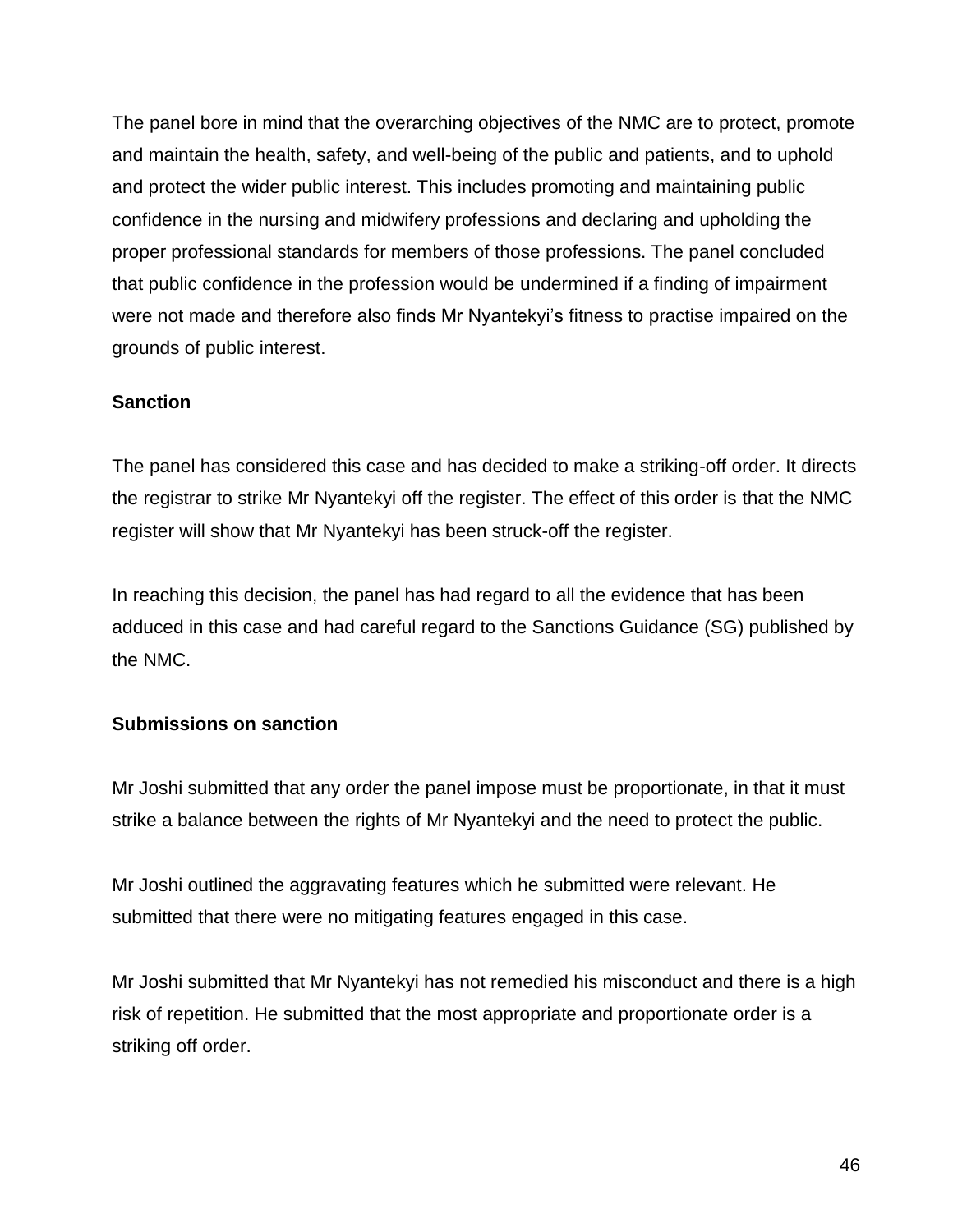The panel bore in mind that the overarching objectives of the NMC are to protect, promote and maintain the health, safety, and well-being of the public and patients, and to uphold and protect the wider public interest. This includes promoting and maintaining public confidence in the nursing and midwifery professions and declaring and upholding the proper professional standards for members of those professions. The panel concluded that public confidence in the profession would be undermined if a finding of impairment were not made and therefore also finds Mr Nyantekyi's fitness to practise impaired on the grounds of public interest.

**Sanction**

The panel has considered this case and has decided to make a striking-off order. It directs the registrar to strike Mr Nyantekyi off the register. The effect of this order is that the NMC register will show that Mr Nyantekyi has been struck-off the register.

In reaching this decision, the panel has had regard to all the evidence that has been adduced in this case and had careful regard to the Sanctions Guidance (SG) published by the NMC.

**Submissions on sanction**

Mr Joshi submitted that any order the panel impose must be proportionate, in that it must strike a balance between the rights of Mr Nyantekyi and the need to protect the public.

Mr Joshi outlined the aggravating features which he submitted were relevant. He submitted that there were no mitigating features engaged in this case.

Mr Joshi submitted that Mr Nyantekyi has not remedied his misconduct and there is a high risk of repetition. He submitted that the most appropriate and proportionate order is a striking off order.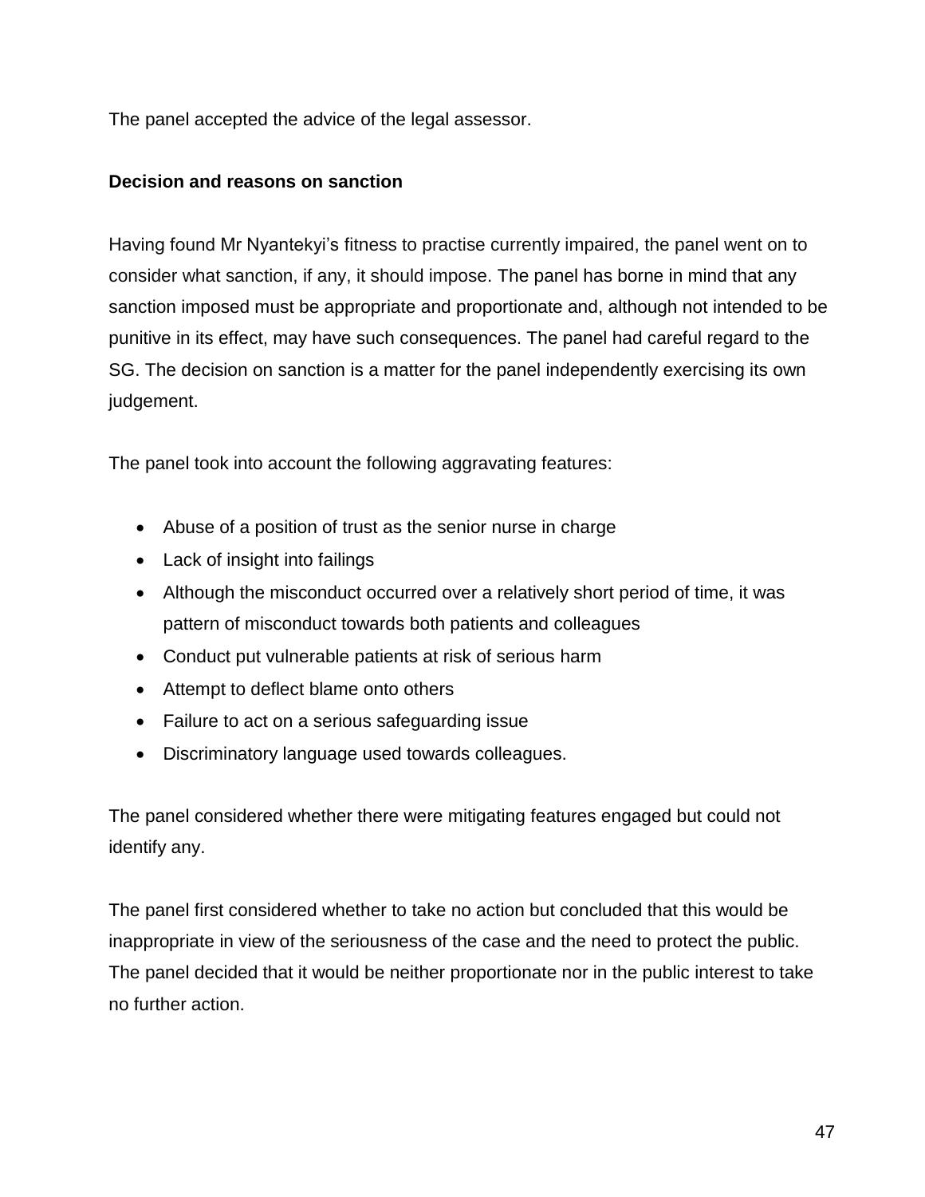The panel accepted the advice of the legal assessor.

**Decision and reasons on sanction**

Having found Mr Nyantekyi's fitness to practise currently impaired, the panel went on to consider what sanction, if any, it should impose. The panel has borne in mind that any sanction imposed must be appropriate and proportionate and, although not intended to be punitive in its effect, may have such consequences. The panel had careful regard to the SG. The decision on sanction is a matter for the panel independently exercising its own judgement.

The panel took into account the following aggravating features:

- Abuse of a position of trust as the senior nurse in charge
- Lack of insight into failings
- Although the misconduct occurred over a relatively short period of time, it was pattern of misconduct towards both patients and colleagues
- Conduct put vulnerable patients at risk of serious harm
- Attempt to deflect blame onto others
- Failure to act on a serious safeguarding issue
- Discriminatory language used towards colleagues.

The panel considered whether there were mitigating features engaged but could not identify any.

The panel first considered whether to take no action but concluded that this would be inappropriate in view of the seriousness of the case and the need to protect the public. The panel decided that it would be neither proportionate nor in the public interest to take no further action.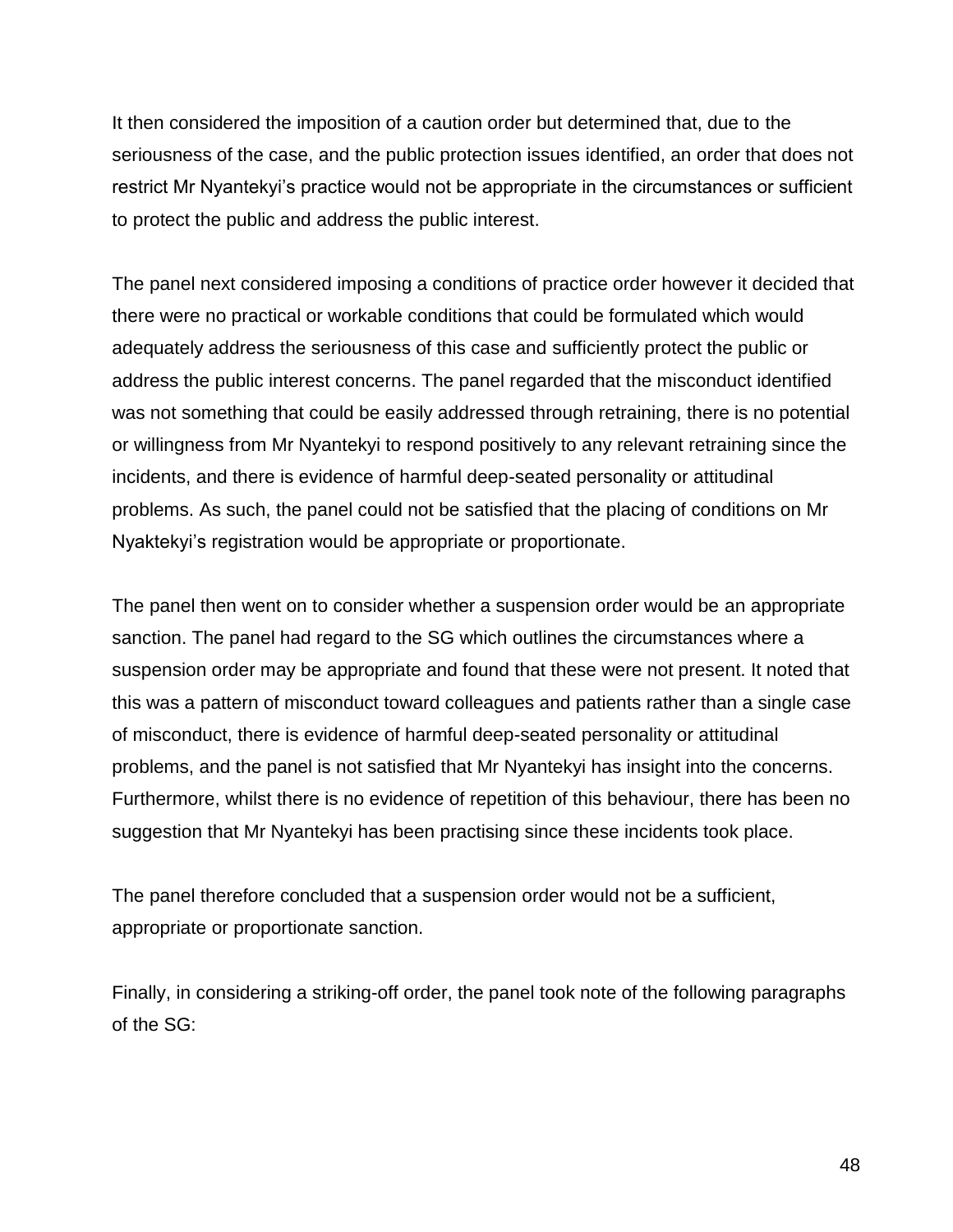It then considered the imposition of a caution order but determined that, due to the seriousness of the case, and the public protection issues identified, an order that does not restrict Mr Nyantekyi's practice would not be appropriate in the circumstances or sufficient to protect the public and address the public interest.

The panel next considered imposing a conditions of practice order however it decided that there were no practical or workable conditions that could be formulated which would adequately address the seriousness of this case and sufficiently protect the public or address the public interest concerns. The panel regarded that the misconduct identified was not something that could be easily addressed through retraining, there is no potential or willingness from Mr Nyantekyi to respond positively to any relevant retraining since the incidents, and there is evidence of harmful deep-seated personality or attitudinal problems. As such, the panel could not be satisfied that the placing of conditions on Mr Nyaktekyi's registration would be appropriate or proportionate.

The panel then went on to consider whether a suspension order would be an appropriate sanction. The panel had regard to the SG which outlines the circumstances where a suspension order may be appropriate and found that these were not present. It noted that this was a pattern of misconduct toward colleagues and patients rather than a single case of misconduct, there is evidence of harmful deep-seated personality or attitudinal problems, and the panel is not satisfied that Mr Nyantekyi has insight into the concerns. Furthermore, whilst there is no evidence of repetition of this behaviour, there has been no suggestion that Mr Nyantekyi has been practising since these incidents took place.

The panel therefore concluded that a suspension order would not be a sufficient, appropriate or proportionate sanction.

Finally, in considering a striking-off order, the panel took note of the following paragraphs of the SG: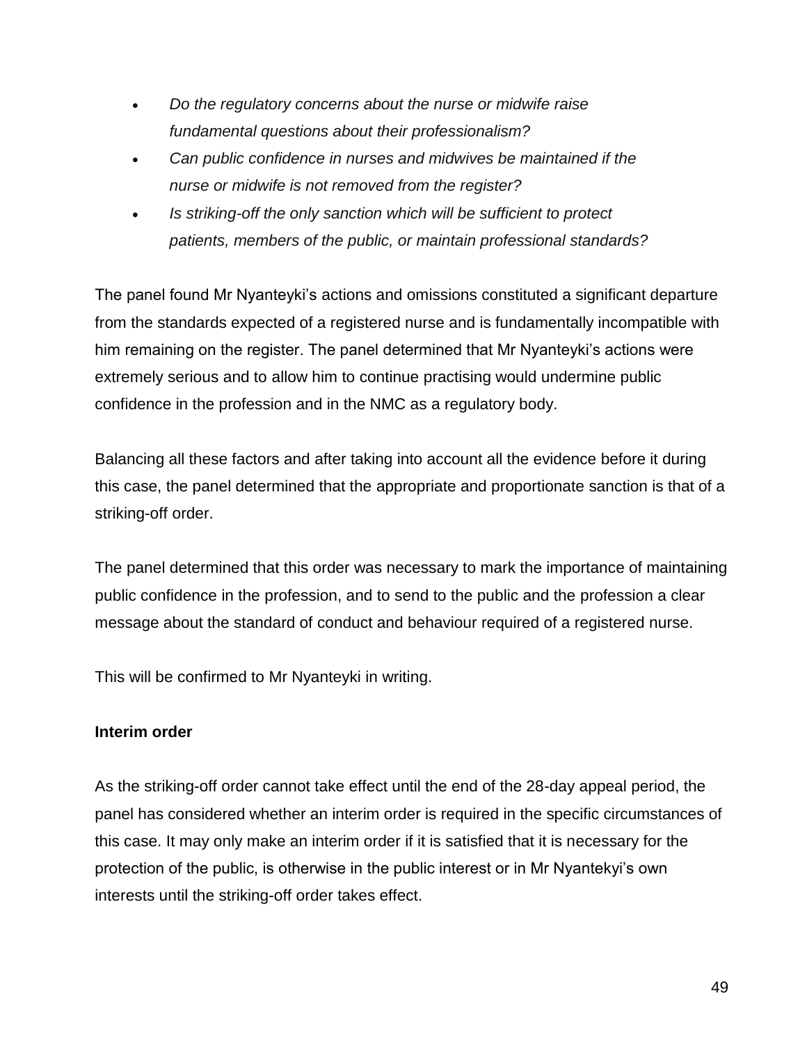- *Do the regulatory concerns about the nurse or midwife raise fundamental questions about their professionalism?*
- *Can public confidence in nurses and midwives be maintained if the nurse or midwife is not removed from the register?*
- *Is striking-off the only sanction which will be sufficient to protect patients, members of the public, or maintain professional standards?*

The panel found Mr Nyanteyki's actions and omissions constituted a significant departure from the standards expected of a registered nurse and is fundamentally incompatible with him remaining on the register. The panel determined that Mr Nyanteyki's actions were extremely serious and to allow him to continue practising would undermine public confidence in the profession and in the NMC as a regulatory body.

Balancing all these factors and after taking into account all the evidence before it during this case, the panel determined that the appropriate and proportionate sanction is that of a striking-off order.

The panel determined that this order was necessary to mark the importance of maintaining public confidence in the profession, and to send to the public and the profession a clear message about the standard of conduct and behaviour required of a registered nurse.

This will be confirmed to Mr Nyanteyki in writing.

**Interim order**

As the striking-off order cannot take effect until the end of the 28-day appeal period, the panel has considered whether an interim order is required in the specific circumstances of this case. It may only make an interim order if it is satisfied that it is necessary for the protection of the public, is otherwise in the public interest or in Mr Nyantekyi's own interests until the striking-off order takes effect.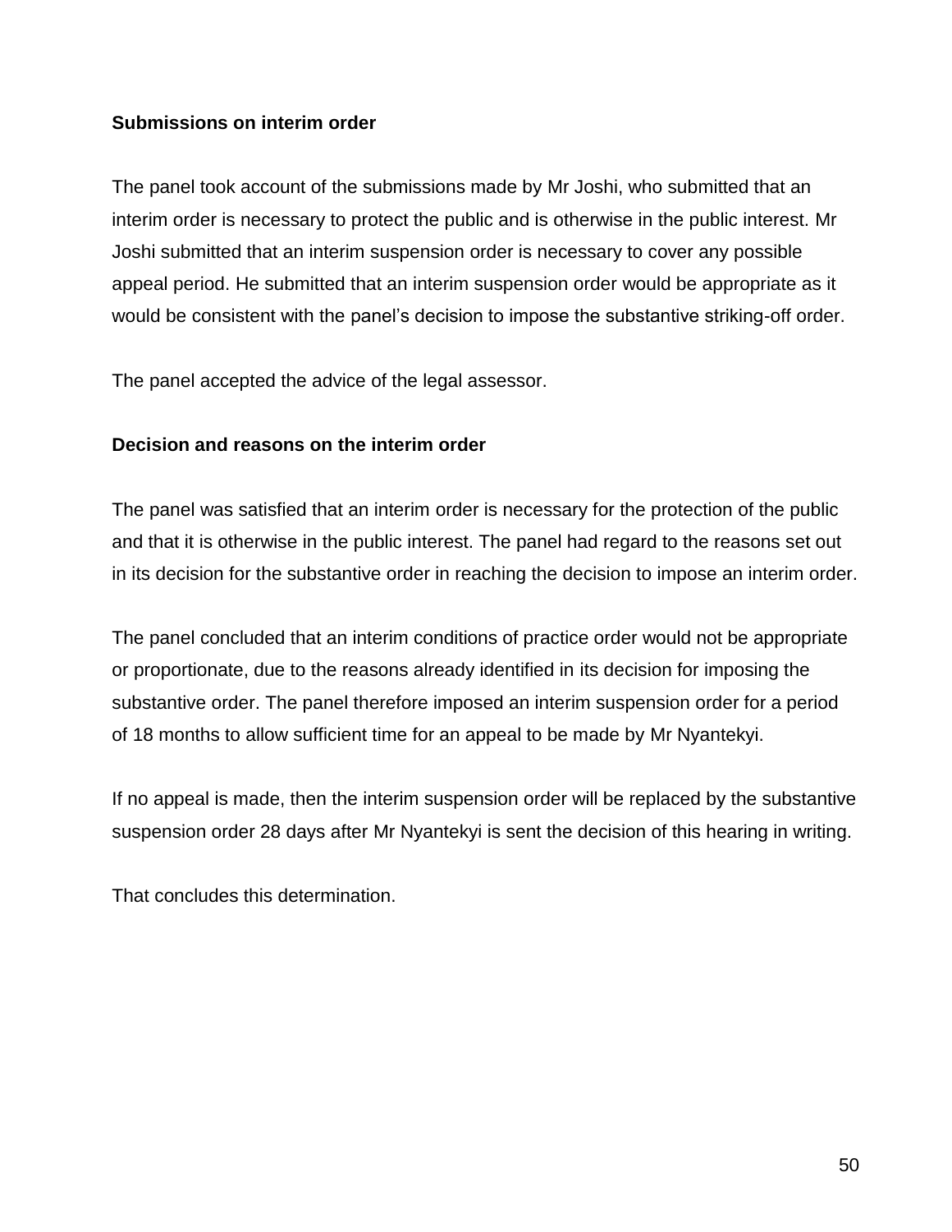**Submissions on interim order**

The panel took account of the submissions made by Mr Joshi, who submitted that an interim order is necessary to protect the public and is otherwise in the public interest. Mr Joshi submitted that an interim suspension order is necessary to cover any possible appeal period. He submitted that an interim suspension order would be appropriate as it would be consistent with the panel's decision to impose the substantive striking-off order.

The panel accepted the advice of the legal assessor.

**Decision and reasons on the interim order**

The panel was satisfied that an interim order is necessary for the protection of the public and that it is otherwise in the public interest. The panel had regard to the reasons set out in its decision for the substantive order in reaching the decision to impose an interim order.

The panel concluded that an interim conditions of practice order would not be appropriate or proportionate, due to the reasons already identified in its decision for imposing the substantive order. The panel therefore imposed an interim suspension order for a period of 18 months to allow sufficient time for an appeal to be made by Mr Nyantekyi.

If no appeal is made, then the interim suspension order will be replaced by the substantive suspension order 28 days after Mr Nyantekyi is sent the decision of this hearing in writing.

That concludes this determination.